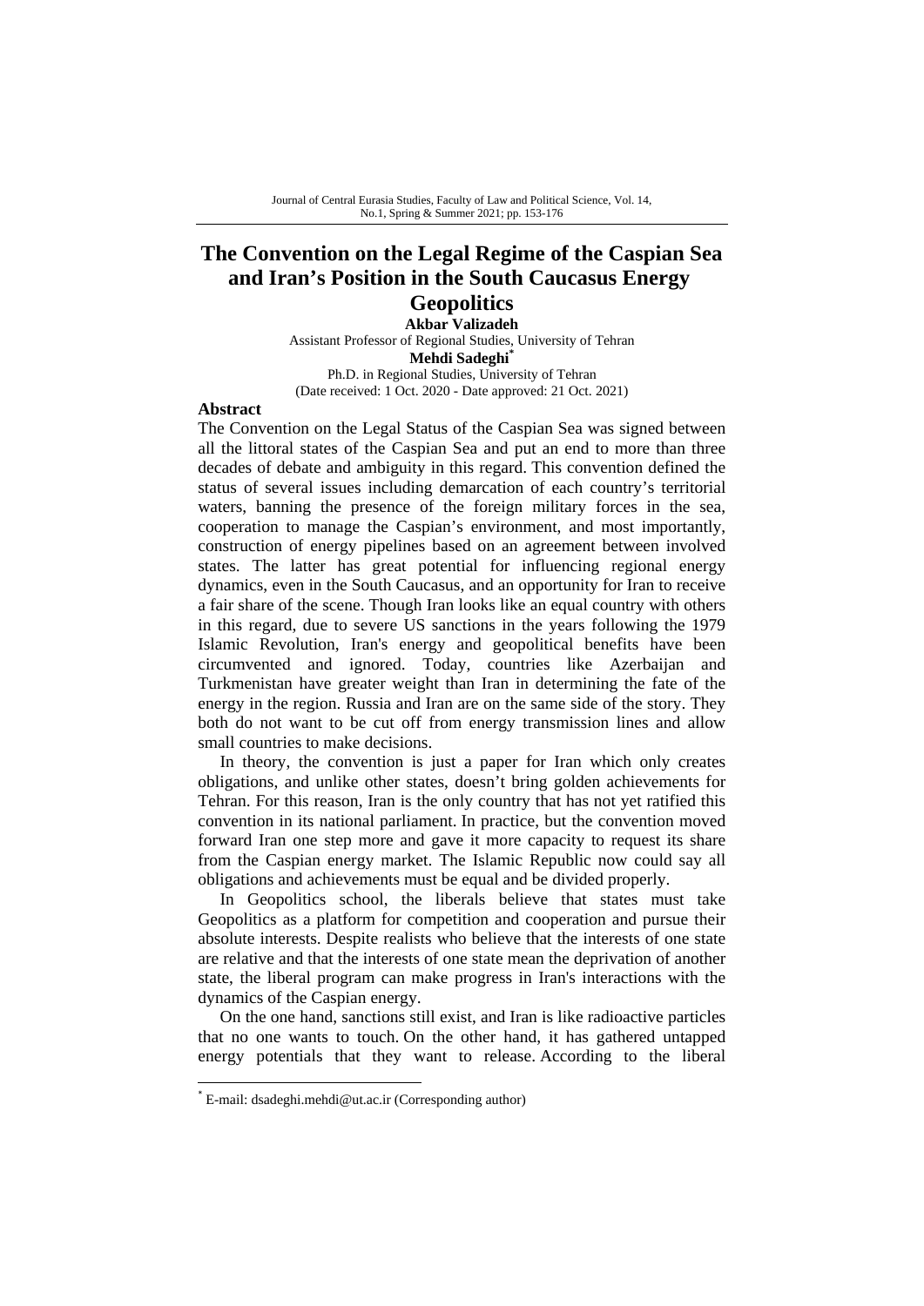# The Convention on the Legal Regime of the Caspian Sea and Iran's Position in the South Caucasus Energy Geopolitics

**Akbar Valizadeh**

Assistant Professor of Regional Studies, University of Tehran

**Mehdi Sadeghi***

Ph.D. in Regional Studies, University of Tehran

(Date received: 1 Oct. 2020 - Date approved: 21 Oct. 2021)

## Abstract

The Convention on the Legal Status of the Caspian Sea was signed between all the littoral states of the Caspian Sea and put an end to more than three decades of debate and ambiguity in this regard. This convention defined the status of several issues including demarcation of each country's territorial waters, banning the presence of the foreign military forces in the sea, cooperation to manage the Caspian's environment, and most importantly, construction of energy pipelines based on an agreement between involved states. The latter has great potential for influencing regional energy dynamics, even in the South Caucasus, and an opportunity for Iran to receive a fair share of the scene. Though Iran looks like an equal country with others in this regard, due to severe US sanctions in the years following the 1979 Islamic Revolution, Iran's energy and geopolitical benefits have been circumvented and ignored. Today, countries like Azerbaijan and Turkmenistan have greater weight than Iran in determining the fate of the energy in the region. Russia and Iran are on the same side of the story. They both do not want to be cut off from energy transmission lines and allow small countries to make decisions.

In theory, the convention is just a paper for Iran which only creates obligations, and unlike other states, doesn't bring golden achievements for Tehran. For this reason, Iran is the only country that has not yet ratified this convention in its national parliament. In practice, but the convention moved forward Iran one step more and gave it more capacity to request its share from the Caspian energy market. The Islamic Republic now could say all obligations and achievements must be equal and be divided properly.

In Geopolitics school, the liberals believe that states must take Geopolitics as a platform for competition and cooperation and pursue their absolute interests. Despite realists who believe that the interests of one state are relative and that the interests of one state mean the deprivation of another state, the liberal program can make progress in Iran's interactions with the dynamics of the Caspian energy.

On the one hand, sanctions still exist, and Iran is like radioactive particles that no one wants to touch. On the other hand, it has gathered untapped energy potentials that they want to release. According to the liberal

---

* E-mail: dsadeghi.mehdi@ut.ac.ir (Corresponding author)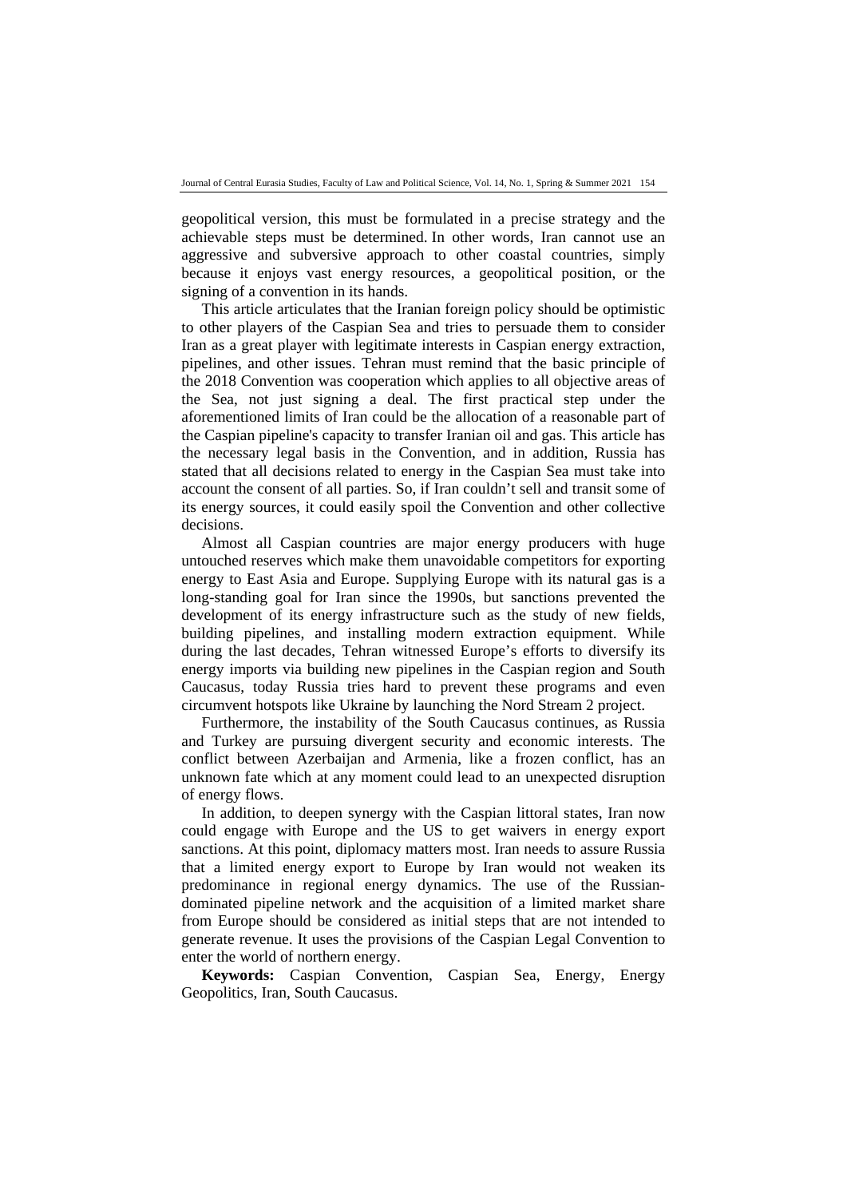geopolitical version, this must be formulated in a precise strategy and the achievable steps must be determined. In other words, Iran cannot use an aggressive and subversive approach to other coastal countries, simply because it enjoys vast energy resources, a geopolitical position, or the signing of a convention in its hands.

This article articulates that the Iranian foreign policy should be optimistic to other players of the Caspian Sea and tries to persuade them to consider Iran as a great player with legitimate interests in Caspian energy extraction, pipelines, and other issues. Tehran must remind that the basic principle of the 2018 Convention was cooperation which applies to all objective areas of the Sea, not just signing a deal. The first practical step under the aforementioned limits of Iran could be the allocation of a reasonable part of the Caspian pipeline's capacity to transfer Iranian oil and gas. This article has the necessary legal basis in the Convention, and in addition, Russia has stated that all decisions related to energy in the Caspian Sea must take into account the consent of all parties. So, if Iran couldn't sell and transit some of its energy sources, it could easily spoil the Convention and other collective decisions.

Almost all Caspian countries are major energy producers with huge untouched reserves which make them unavoidable competitors for exporting energy to East Asia and Europe. Supplying Europe with its natural gas is a long-standing goal for Iran since the 1990s, but sanctions prevented the development of its energy infrastructure such as the study of new fields, building pipelines, and installing modern extraction equipment. While during the last decades, Tehran witnessed Europe's efforts to diversify its energy imports via building new pipelines in the Caspian region and South Caucasus, today Russia tries hard to prevent these programs and even circumvent hotspots like Ukraine by launching the Nord Stream 2 project.

Furthermore, the instability of the South Caucasus continues, as Russia and Turkey are pursuing divergent security and economic interests. The conflict between Azerbaijan and Armenia, like a frozen conflict, has an unknown fate which at any moment could lead to an unexpected disruption of energy flows.

In addition, to deepen synergy with the Caspian littoral states, Iran now could engage with Europe and the US to get waivers in energy export sanctions. At this point, diplomacy matters most. Iran needs to assure Russia that a limited energy export to Europe by Iran would not weaken its predominance in regional energy dynamics. The use of the Russian-dominated pipeline network and the acquisition of a limited market share from Europe should be considered as initial steps that are not intended to generate revenue. It uses the provisions of the Caspian Legal Convention to enter the world of northern energy.

**Keywords:** Caspian Convention, Caspian Sea, Energy, Energy Geopolitics, Iran, South Caucasus.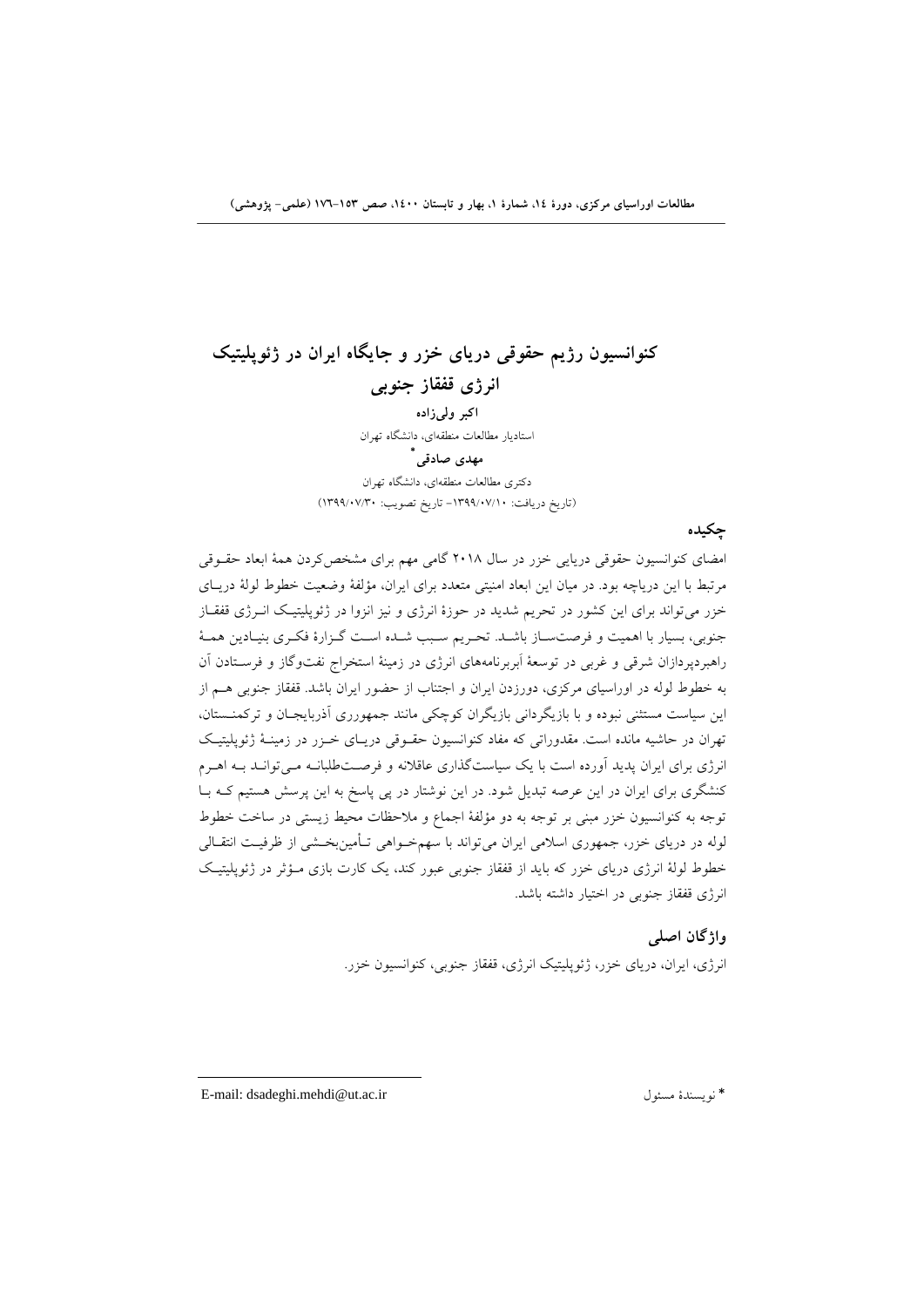# کنوانسیون رژیم حقوقی دریای خزر و جایگاه ایران در ژئوپلیتیک انرژی قفقاز جنوبی

**اکبر ولی‌زاده**

استادیار مطالعات منطقه‌ای، دانشگاه تهران

**مهدی صادقی***

دکتری مطالعات منطقه‌ای، دانشگاه تهران

(تاریخ دریافت: ۱۳۹۹/۰۷/۱۰- تاریخ تصویب: ۱۳۹۹/۰۷/۳۰)

## چکیده

امضای کنوانسیون حقوقی دریایی خزر در سال ۲۰۱۸ گامی مهم برای مشخص‌کردن همهٔ ابعاد حقوقی مرتبط با این دریاچه بود. در میان این ابعاد امنیتی متعدد برای ایران، مؤلفهٔ وضعیت خطوط لولهٔ دریای خزر می‌تواند برای این کشور در تحریم شدید در حوزهٔ انرژی و نیز انزوا در ژئوپلیتیک انرژی قفقاز جنوبی، بسیار با اهمیت و فرصت‌ساز باشد. تحریم سبب شده است گزارهٔ فکری بنیادین همهٔ راهبردپردازان شرقی و غربی در توسعهٔ اَبربرنامه‌های انرژی در زمینهٔ استخراج نفت‌وگاز و فرستادن آن به خطوط لوله در اوراسیای مرکزی، دورزدن ایران و اجتناب از حضور ایران باشد. قفقاز جنوبی هم از این سیاست مستثنی نبوده و با بازیگردانی بازیگران کوچکی مانند جمهوری آذربایجان و ترکمنستان، تهران در حاشیه مانده است. مقدوراتی که مفاد کنوانسیون حقوقی دریای خزر در زمینهٔ ژئوپلیتیک انرژی برای ایران پدید آورده است با یک سیاست‌گذاری عاقلانه و فرصت‌طلبانه می‌تواند به اهرم کنشگری برای ایران در این عرصه تبدیل شود. در این نوشتار در پی پاسخ به این پرسش هستیم که با توجه به کنوانسیون خزر مبنی بر توجه به دو مؤلفهٔ اجماع و ملاحظات محیط زیستی در ساخت خطوط لوله در دریای خزر، جمهوری اسلامی ایران می‌تواند با سهم‌خواهی تأمین‌بخشی از ظرفیت انتقالی خطوط لولهٔ انرژی دریای خزر که باید از قفقاز جنوبی عبور کند، یک کارت بازی مؤثر در ژئوپلیتیک انرژی قفقاز جنوبی در اختیار داشته باشد.

## واژگان اصلی

انرژی، ایران، دریای خزر، ژئوپلیتیک انرژی، قفقاز جنوبی، کنوانسیون خزر.

---

* نویسندهٔ مسئول　　E-mail: dsadeghi.mehdi@ut.ac.ir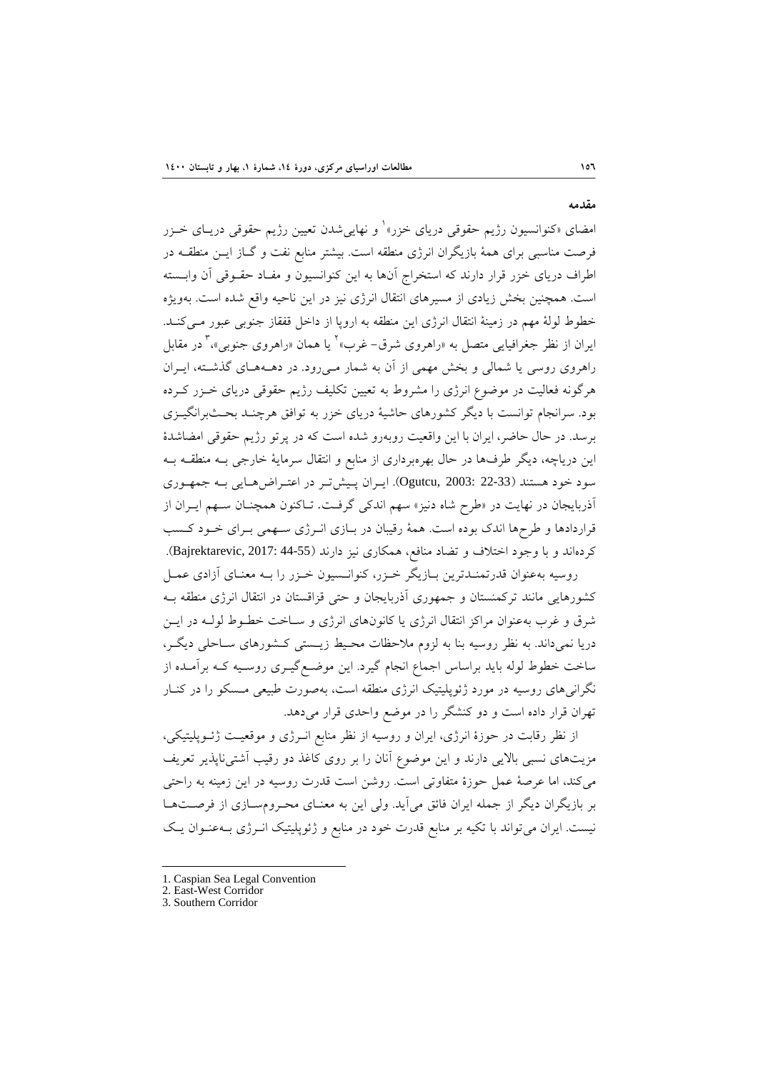**مقدمه**

امضای «کنوانسیون رژیم حقوقی دریای خزر»[1] و نهایی‌شدن تعیین رژیم حقوقی دریای خزر فرصت مناسبی برای همۀ بازیگران انرژی منطقه است. بیشتر منابع نفت و گاز این منطقه در اطراف دریای خزر قرار دارند که استخراج آن‌ها به این کنوانسیون و مفاد حقوقی آن وابسته است. همچنین بخش زیادی از مسیرهای انتقال انرژی نیز در این ناحیه واقع شده است. به‌ویژه خطوط لولۀ مهم در زمینۀ انتقال انرژی این منطقه به اروپا از داخل قفقاز جنوبی عبور می‌کند. ایران از نظر جغرافیایی متصل به «راهروی شرق- غرب»[2] یا همان «راهروی جنوبی»،[3] در مقابل راهروی روسی یا شمالی و بخش مهمی از آن به شمار می‌رود. در دهه‌های گذشته، ایران هرگونه فعالیت در موضوع انرژی را مشروط به تعیین تکلیف رژیم حقوقی دریای خزر کرده بود. سرانجام توانست با دیگر کشورهای حاشیۀ دریای خزر به توافق هرچند بحث‌برانگیزی برسد. در حال حاضر، ایران با این واقعیت روبه‌رو شده است که در پرتو رژیم حقوقی امضاشدۀ این دریاچه، دیگر طرف‌ها در حال بهره‌برداری از منابع و انتقال سرمایۀ خارجی به منطقه به سود خود هستند (Ogutcu, 2003: 22-33). ایران پیش‌تر در اعتراض‌هایی به جمهوری آذربایجان در نهایت در «طرح شاه دنیز» سهم اندکی گرفت. تاکنون همچنان سهم ایران از قراردادها و طرح‌ها اندک بوده است. همۀ رقیبان در بازی انرژی سهمی برای خود کسب کرده‌اند و با وجود اختلاف و تضاد منافع، همکاری نیز دارند (Bajrektarevic, 2017: 44-55).

روسیه به‌عنوان قدرتمندترین بازیگر خزر، کنوانسیون خزر را به معنای آزادی عمل کشورهایی مانند ترکمنستان و جمهوری آذربایجان و حتی قزاقستان در انتقال انرژی منطقه به شرق و غرب به‌عنوان مراکز انتقال انرژی یا کانون‌های انرژی و ساخت خطوط لوله در این دریا نمی‌داند. به نظر روسیه بنا به لزوم ملاحظات محیط زیستی کشورهای ساحلی دیگر، ساخت خطوط لوله باید براساس اجماع انجام گیرد. این موضع‌گیری روسیه که برآمده از نگرانی‌های روسیه در مورد ژئوپلیتیک انرژی منطقه است، به‌صورت طبیعی مسکو را در کنار تهران قرار داده است و دو کنشگر را در موضع واحدی قرار می‌دهد.

از نظر رقابت در حوزۀ انرژی، ایران و روسیه از نظر منابع انرژی و موقعیت ژئوپلیتیکی، مزیت‌های نسبی بالایی دارند و این موضوع آنان را بر روی کاغذ دو رقیب آشتی‌ناپذیر تعریف می‌کند، اما عرصۀ عمل حوزۀ متفاوتی است. روشن است قدرت روسیه در این زمینه به راحتی بر بازیگران دیگر از جمله ایران فائق می‌آید. ولی این به معنای محروم‌سازی از فرصت‌ها نیست. ایران می‌تواند با تکیه بر منابع قدرت خود در منابع و ژئوپلیتیک انرژی به‌عنوان یک

---

1. Caspian Sea Legal Convention
2. East-West Corridor
3. Southern Corridor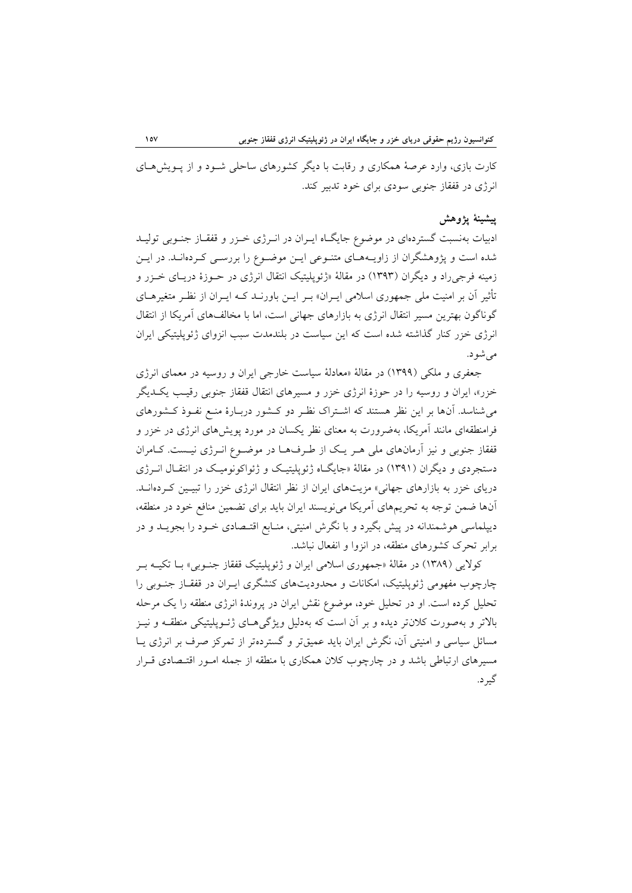کارت بازی، وارد عرصهٔ همکاری و رقابت با دیگر کشورهای ساحلی شـود و از پـویش‌هـای انرژی در قفقاز جنوبی سودی برای خود تدبیر کند.

### پیشینهٔ پژوهش

ادبیات به‌نسبت گسترده‌ای در موضوع جایگـاه ایـران در انـرژی خـزر و قفقـاز جنـوبی تولیـد شده است و پژوهشگران از زاویـه‌هـای متنـوعی ایـن موضـوع را بررسـی کـرده‌انـد. در ایـن زمینه فرجی‌راد و دیگران (۱۳۹۳) در مقالهٔ «ژئوپلیتیک انتقال انرژی در حـوزهٔ دریـای خـزر و تأثیر آن بر امنیت ملی جمهوری اسلامی ایـران» بـر ایـن باورنـد کـه ایـران از نظـر متغیرهـای گوناگون بهترین مسیر انتقال انرژی به بازارهای جهانی است، اما با مخالفت‌های آمریکا از انتقال انرژی خزر کنار گذاشته شده است که این سیاست در بلندمدت سبب انزوای ژئوپلیتیکی ایران می‌شود.

جعفری و ملکی (۱۳۹۹) در مقالهٔ «معادلهٔ سیاست خارجی ایران و روسیه در معمای انرژی خزر»، ایران و روسیه را در حوزهٔ انرژی خزر و مسیرهای انتقال قفقاز جنوبی رقیـب یکـدیگر می‌شناسد. آن‌ها بر این نظر هستند که اشـتراک نظـر دو کـشور دربـارهٔ منـع نفـوذ کـشورهای فرامنطقه‌ای مانند آمریکا، به‌ضرورت به معنای نظر یکسان در مورد پویش‌های انرژی در خزر و قفقاز جنوبی و نیز آرمان‌های ملی هـر یـک از طـرف‌هـا در موضـوع انـرژی نیـست. کـامران دستجردی و دیگران (۱۳۹۱) در مقالهٔ «جایگـاه ژئوپلیتیـک و ژئواکونومیـک در انتقـال انـرژی دریای خزر به بازارهای جهانی» مزیت‌های ایران از نظر انتقال انرژی خزر را تبیـین کـرده‌انـد. آن‌ها ضمن توجه به تحریم‌های آمریکا می‌نویسند ایران باید برای تضمین منافع خود در منطقه، دیپلماسی هوشمندانه در پیش بگیرد و با نگرش امنیتی، منـابع اقتـصادی خـود را بجویـد و در برابر تحرک کشورهای منطقه، در انزوا و انفعال نباشد.

کولایی (۱۳۸۹) در مقالهٔ «جمهوری اسلامی ایران و ژئوپلیتیک قفقاز جنـوبی» بـا تکیـه بـر چارچوب مفهومی ژئوپلیتیک، امکانات و محدودیت‌های کنشگری ایـران در قفقـاز جنـوبی را تحلیل کرده است. او در تحلیل خود، موضوع نقش ایران در پروندهٔ انرژی منطقه را یک مرحله بالاتر و به‌صورت کلان‌تر دیده و بر آن است که به‌دلیل ویژگی‌هـای ژئـوپلیتیکی منطقـه و نیـز مسائل سیاسی و امنیتی آن، نگرش ایران باید عمیق‌تر و گسترده‌تر از تمرکز صرف بر انرژی یـا مسیرهای ارتباطی باشد و در چارچوب کلان همکاری با منطقه از جمله امـور اقتـصادی قـرار گیرد.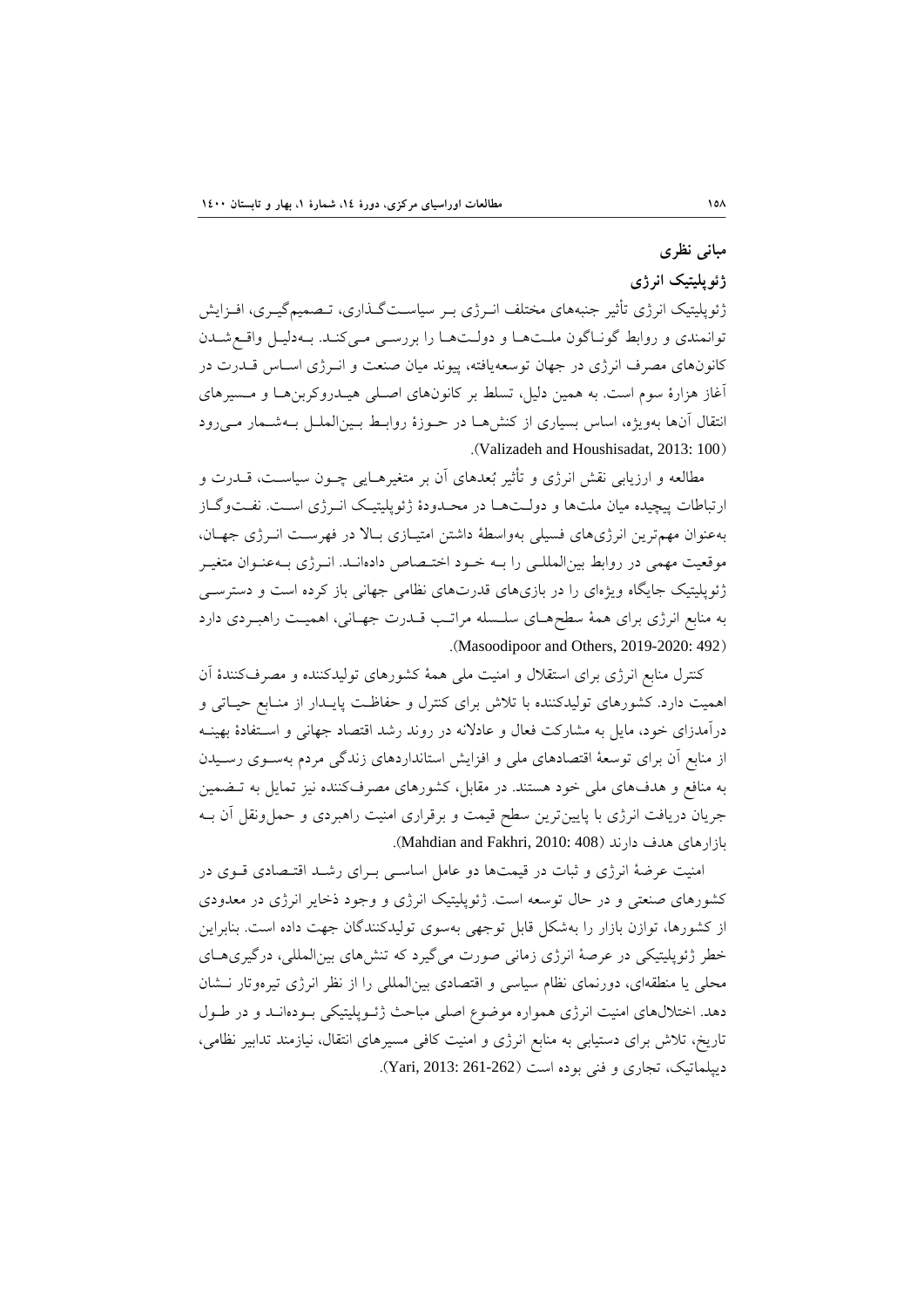## مبانی نظری

### ژئوپلیتیک انرژی

ژئوپلیتیک انرژی تأثیر جنبه‌های مختلف انرژی بر سیاست‌گذاری، تصمیم‌گیری، افزایش توانمندی و روابط گوناگون ملت‌ها و دولت‌ها را بررسی می‌کند. به‌دلیل واقع‌شدن کانون‌های مصرف انرژی در جهان توسعه‌یافته، پیوند میان صنعت و انرژی اساس قدرت در آغاز هزارهٔ سوم است. به همین دلیل، تسلط بر کانون‌های اصلی هیدروکربن‌ها و مسیرهای انتقال آن‌ها به‌ویژه، اساس بسیاری از کنش‌ها در حوزهٔ روابط بین‌الملل به‌شمار می‌رود (Valizadeh and Houshisadat, 2013: 100).

مطالعه و ارزیابی نقش انرژی و تأثیر بُعدهای آن بر متغیرهایی چون سیاست، قدرت و ارتباطات پیچیده میان ملت‌ها و دولت‌ها در محدودهٔ ژئوپلیتیک انرژی است. نفت‌وگاز به‌عنوان مهم‌ترین انرژی‌های فسیلی به‌واسطهٔ داشتن امتیازی بالا در فهرست انرژی جهان، موقعیت مهمی در روابط بین‌المللی را به خود اختصاص داده‌اند. انرژی به‌عنوان متغیر ژئوپلیتیک جایگاه ویژه‌ای را در بازی‌های قدرت‌های نظامی جهانی باز کرده است و دسترسی به منابع انرژی برای همهٔ سطح‌های سلسله مراتب قدرت جهانی، اهمیت راهبردی دارد (Masoodipoor and Others, 2019-2020: 492).

کنترل منابع انرژی برای استقلال و امنیت ملی همهٔ کشورهای تولیدکننده و مصرف‌کنندهٔ آن اهمیت دارد. کشورهای تولیدکننده با تلاش برای کنترل و حفاظت پایدار از منابع حیاتی و درآمدزای خود، مایل به مشارکت فعال و عادلانه در روند رشد اقتصاد جهانی و استفادهٔ بهینه از منابع آن برای توسعهٔ اقتصادهای ملی و افزایش استانداردهای زندگی مردم به‌سوی رسیدن به منافع و هدف‌های ملی خود هستند. در مقابل، کشورهای مصرف‌کننده نیز تمایل به تضمین جریان دریافت انرژی با پایین‌ترین سطح قیمت و برقراری امنیت راهبردی و حمل‌ونقل آن به بازارهای هدف دارند (Mahdian and Fakhri, 2010: 408).

امنیت عرضهٔ انرژی و ثبات در قیمت‌ها دو عامل اساسی برای رشد اقتصادی قوی در کشورهای صنعتی و در حال توسعه است. ژئوپلیتیک انرژی و وجود ذخایر انرژی در معدودی از کشورها، توازن بازار را به‌شکل قابل توجهی به‌سوی تولیدکنندگان جهت داده است. بنابراین خطر ژئوپلیتیکی در عرصهٔ انرژی زمانی صورت می‌گیرد که تنش‌های بین‌المللی، درگیری‌های محلی یا منطقه‌ای، دورنمای نظام سیاسی و اقتصادی بین‌المللی را از نظر انرژی تیره‌وتار نشان دهد. اختلال‌های امنیت انرژی همواره موضوع اصلی مباحث ژئوپلیتیکی بوده‌اند و در طول تاریخ، تلاش برای دستیابی به منابع انرژی و امنیت کافی مسیرهای انتقال، نیازمند تدابیر نظامی، دیپلماتیک، تجاری و فنی بوده است (Yari, 2013: 261-262).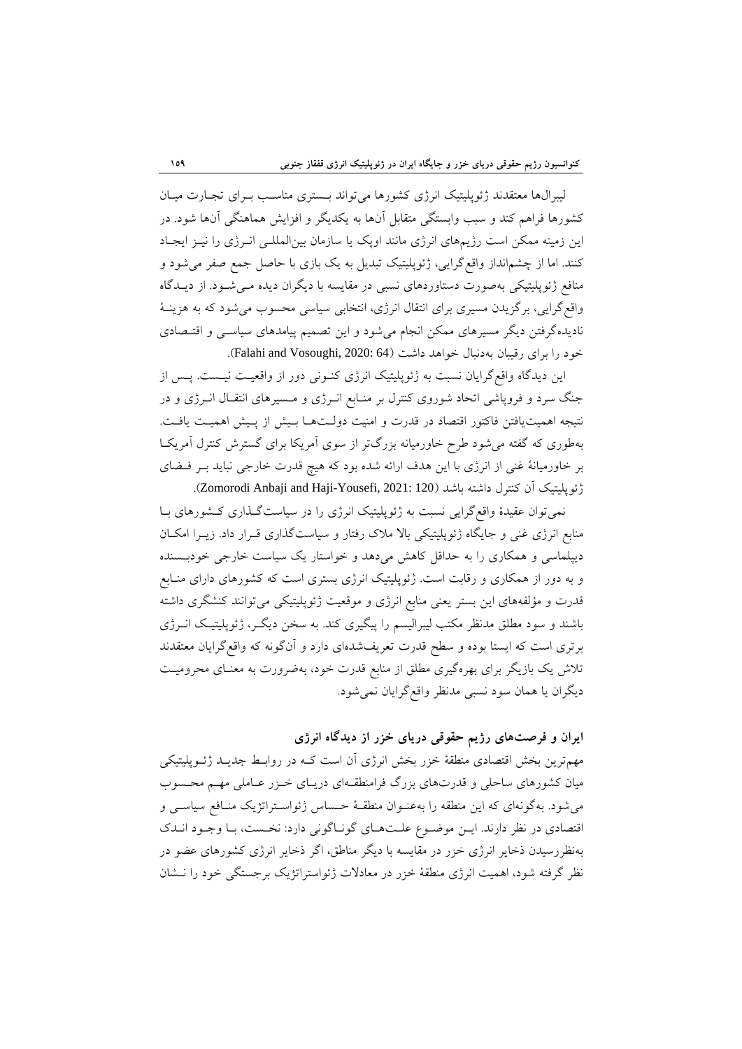لیبرال‌ها معتقدند ژئوپلیتیک انرژی کشورها می‌تواند بستری مناسب برای تجارت میان کشورها فراهم کند و سبب وابستگی متقابل آن‌ها به یکدیگر و افزایش هماهنگی آن‌ها شود. در این زمینه ممکن است رژیم‌های انرژی مانند اوپک یا سازمان بین‌المللی انرژی را نیز ایجاد کنند. اما از چشم‌انداز واقع‌گرایی، ژئوپلیتیک تبدیل به یک بازی با حاصل جمع صفر می‌شود و منافع ژئوپلیتیکی به‌صورت دستاوردهای نسبی در مقایسه با دیگران دیده می‌شود. از دیدگاه واقع‌گرایی، برگزیدن مسیری برای انتقال انرژی، انتخابی سیاسی محسوب می‌شود که به هزینهٔ نادیده‌گرفتن دیگر مسیرهای ممکن انجام می‌شود و این تصمیم پیامدهای سیاسی و اقتصادی خود را برای رقیبان به‌دنبال خواهد داشت (Falahi and Vosoughi, 2020: 64).

این دیدگاه واقع‌گرایان نسبت به ژئوپلیتیک انرژی کنونی دور از واقعیت نیست. پس از جنگ سرد و فروپاشی اتحاد شوروی کنترل بر منابع انرژی و مسیرهای انتقال انرژی و در نتیجه اهمیت‌یافتن فاکتور اقتصاد در قدرت و امنیت دولت‌ها بیش از پیش اهمیت یافت. به‌طوری که گفته می‌شود طرح خاورمیانه بزرگ‌تر از سوی آمریکا برای گسترش کنترل آمریکا بر خاورمیانهٔ غنی از انرژی با این هدف ارائه شده بود که هیچ قدرت خارجی نباید بر فضای ژئوپلیتیک آن کنترل داشته باشد (Zomorodi Anbaji and Haji-Yousefi, 2021: 120).

نمی‌توان عقیدهٔ واقع‌گرایی نسبت به ژئوپلیتیک انرژی را در سیاست‌گذاری کشورهای با منابع انرژی غنی و جایگاه ژئوپلیتیکی بالا ملاک رفتار و سیاست‌گذاری قرار داد. زیرا امکان دیپلماسی و همکاری را به حداقل کاهش می‌دهد و خواستار یک سیاست خارجی خودبسنده و به دور از همکاری و رقابت است. ژئوپلیتیک انرژی بستری است که کشورهای دارای منابع قدرت و مؤلفه‌های این بستر یعنی منابع انرژی و موقعیت ژئوپلیتیکی می‌توانند کنشگری داشته باشند و سود مطلق مدنظر مکتب لیبرالیسم را پیگیری کند. به سخن دیگر، ژئوپلیتیک انرژی برتری است که ایستا بوده و سطح قدرت تعریف‌شده‌ای دارد و آن‌گونه که واقع‌گرایان معتقدند تلاش یک بازیگر برای بهره‌گیری مطلق از منابع قدرت خود، به‌ضرورت به معنای محرومیت دیگران یا همان سود نسبی مدنظر واقع‌گرایان نمی‌شود.

### ایران و فرصت‌های رژیم حقوقی دریای خزر از دیدگاه انرژی

مهم‌ترین بخش اقتصادی منطقهٔ خزر بخش انرژی آن است که در روابط جدید ژئوپلیتیکی میان کشورهای ساحلی و قدرت‌های بزرگ فرامنطقه‌ای دریای خزر عاملی مهم محسوب می‌شود. به‌گونه‌ای که این منطقه را به‌عنوان منطقهٔ حساس ژئواستراتژیک منافع سیاسی و اقتصادی در نظر دارند. این موضوع علت‌های گوناگونی دارد: نخست، با وجود اندک به‌نظررسیدن ذخایر انرژی خزر در مقایسه با دیگر مناطق، اگر ذخایر انرژی کشورهای عضو در نظر گرفته شود، اهمیت انرژی منطقهٔ خزر در معادلات ژئواستراتژیک برجستگی خود را نشان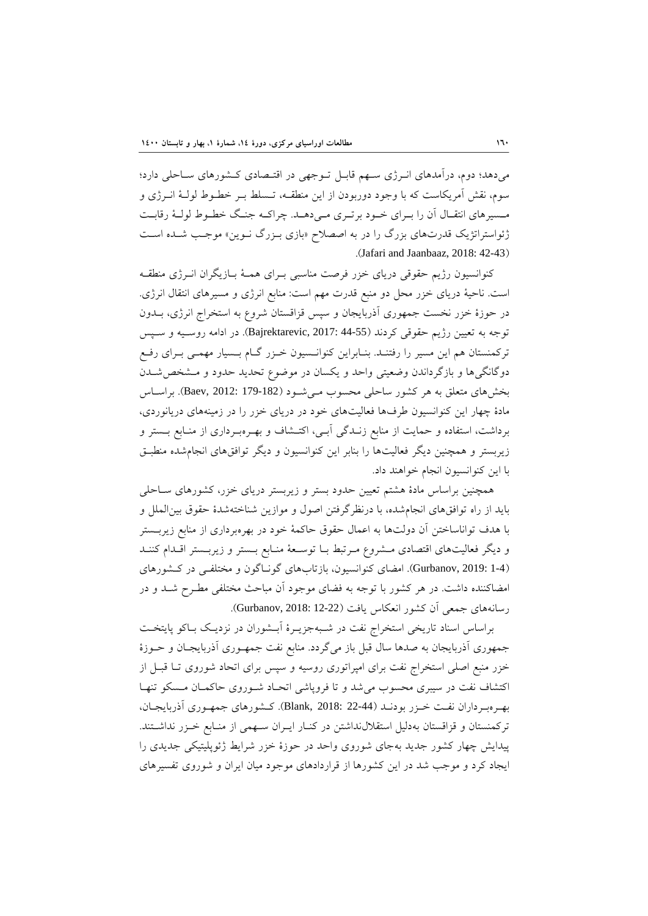می‌دهد؛ دوم، درآمدهای انرژی سهم قابل توجهی در اقتصادی کشورهای ساحلی دارد؛ سوم، نقش آمریکاست که با وجود دوربودن از این منطقه، تسلط بر خطوط لولهٔ انرژی و مسیرهای انتقال آن را برای خود برتری می‌دهد. چراکه جنگ خطوط لولهٔ رقابت ژئواستراتژیک قدرت‌های بزرگ را در به اصطلاح «بازی بزرگ نوین» موجب شده است (Jafari and Jaanbaaz, 2018: 42-43).

کنوانسیون رژیم حقوقی دریای خزر فرصت مناسبی برای همهٔ بازیگران انرژی منطقه است. ناحیهٔ دریای خزر محل دو منبع قدرت مهم است: منابع انرژی و مسیرهای انتقال انرژی. در حوزهٔ خزر نخست جمهوری آذربایجان و سپس قزاقستان شروع به استخراج انرژی، بدون توجه به تعیین رژیم حقوقی کردند (Bajrektarevic, 2017: 44-55). در ادامه روسیه و سپس ترکمنستان هم این مسیر را رفتند. بنابراین کنوانسیون خزر گام بسیار مهمی برای رفع دوگانگی‌ها و بازگرداندن وضعیتی واحد و یکسان در موضوع تحدید حدود و مشخص‌شدن بخش‌های متعلق به هر کشور ساحلی محسوب می‌شود (Baev, 2012: 179-182). براساس مادهٔ چهار این کنوانسیون طرف‌ها فعالیت‌های خود در دریای خزر را در زمینه‌های دریانوردی، برداشت، استفاده و حمایت از منابع زندگی آبی، اکتشاف و بهره‌برداری از منابع بستر و زیربستر و همچنین دیگر فعالیت‌ها را بنابر این کنوانسیون و دیگر توافق‌های انجام‌شده منطبق با این کنوانسیون انجام خواهند داد.

همچنین براساس مادهٔ هشتم تعیین حدود بستر و زیربستر دریای خزر، کشورهای ساحلی باید از راه توافق‌های انجام‌شده، با درنظرگرفتن اصول و موازین شناخته‌شدهٔ حقوق بین‌الملل و با هدف تواناساختن آن دولت‌ها به اعمال حقوق حاکمهٔ خود در بهره‌برداری از منابع زیربستر و دیگر فعالیت‌های اقتصادی مشروع مرتبط با توسعهٔ منابع بستر و زیربستر اقدام کنند (Gurbanov, 2019: 1-4). امضای کنوانسیون، بازتاب‌های گوناگون و مختلفی در کشورهای امضاکننده داشت. در هر کشور با توجه به فضای موجود آن مباحث مختلفی مطرح شد و در رسانه‌های جمعی آن کشور انعکاس یافت (Gurbanov, 2018: 12-22).

براساس اسناد تاریخی استخراج نفت در شبه‌جزیرهٔ آبشوران در نزدیک باکو پایتخت جمهوری آذربایجان به صدها سال قبل باز می‌گردد. منابع نفت جمهوری آذربایجان و حوزهٔ خزر منبع اصلی استخراج نفت برای امپراتوری روسیه و سپس برای اتحاد شوروی تا قبل از اکتشاف نفت در سیبری محسوب می‌شد و تا فروپاشی اتحاد شوروی حاکمان مسکو تنها بهره‌برداران نفت خزر بودند (Blank, 2018: 22-44). کشورهای جمهوری آذربایجان، ترکمنستان و قزاقستان به‌دلیل استقلال‌نداشتن در کنار ایران سهمی از منابع خزر نداشتند. پیدایش چهار کشور جدید به‌جای شوروی واحد در حوزهٔ خزر شرایط ژئوپلیتیکی جدیدی را ایجاد کرد و موجب شد در این کشورها از قراردادهای موجود میان ایران و شوروی تفسیرهای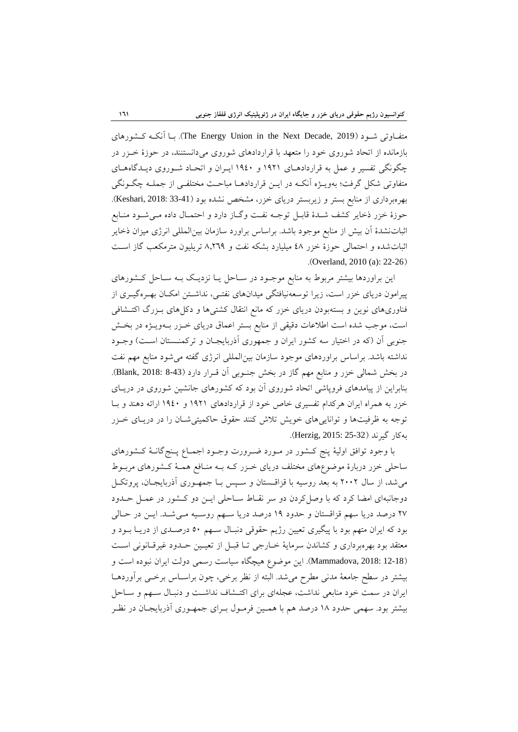متفاوتی شود (The Energy Union in the Next Decade, 2019). با آنکه کشورهای بازمانده از اتحاد شوروی خود را متعهد با قراردادهای شوروی می‌دانستند، در حوزهٔ خزر در چگونگی تفسیر و عمل به قراردادهای ۱۹۲۱ و ۱۹۴۰ ایران و اتحاد شوروی دیدگاه‌های متفاوتی شکل گرفت؛ به‌ویژه آنکه در این قراردادها مباحث مختلفی از جمله چگونگی بهره‌برداری از منابع بستر و زیربستر دریای خزر، مشخص نشده بود (Keshari, 2018: 33-41). حوزهٔ خزر ذخایر کشف شدهٔ قابل توجه نفت وگاز دارد و احتمال داده می‌شود منابع اثبات‌نشدهٔ آن بیش از منابع موجود باشد. براساس براورد سازمان بین‌المللی انرژی میزان ذخایر اثبات‌شده و احتمالی حوزهٔ خزر ۴۸ میلیارد بشکه نفت و ۸,۲۶۹ تریلیون مترمکعب گاز است (Overland, 2010 (a): 22-26).

این براوردها بیشتر مربوط به منابع موجود در ساحل یا نزدیک به ساحل کشورهای پیرامون دریای خزر است، زیرا توسعه‌نیافتگی میدان‌های نفتی، نداشتن امکان بهره‌گیری از فناوری‌های نوین و بسته‌بودن دریای خزر که مانع انتقال کشتی‌ها و دکل‌های بزرگ اکتشافی است، موجب شده است اطلاعات دقیقی از منابع بستر اعماق دریای خزر به‌ویژه در بخش جنوبی آن (که در اختیار سه کشور ایران و جمهوری آذربایجان و ترکمنستان است) وجود نداشته باشد. براساس براوردهای موجود سازمان بین‌المللی انرژی گفته می‌شود منابع مهم نفت در بخش شمالی خزر و منابع مهم گاز در بخش جنوبی آن قرار دارد (Blank, 2018: 8-43). بنابراین از پیامدهای فروپاشی اتحاد شوروی آن بود که کشورهای جانشین شوروی در دریای خزر به همراه ایران هرکدام تفسیری خاص خود از قراردادهای ۱۹۲۱ و ۱۹۴۰ ارائه دهند و با توجه به ظرفیت‌ها و توانایی‌های خویش تلاش کنند حقوق حاکمیتی‌شان را در دریای خزر به‌کار گیرند (Herzig, 2015: 25-32).

با وجود توافق اولیهٔ پنج کشور در مورد ضرورت وجود اجماع پنج‌گانهٔ کشورهای ساحلی خزر دربارهٔ موضوع‌های مختلف دریای خزر که به منافع همهٔ کشورهای مربوط می‌شد، از سال ۲۰۰۲ به بعد روسیه با قزاقستان و سپس با جمهوری آذربایجان، پروتکل دوجانبه‌ای امضا کرد که با وصل‌کردن دو سر نقاط ساحلی این دو کشور در عمل حدود ۲۷ درصد دریا سهم قزاقستان و حدود ۱۹ درصد دریا سهم روسیه می‌شد. این در حالی بود که ایران متهم بود با پیگیری تعیین رژیم حقوقی دنبال سهم ۵۰ درصدی از دریا بود و معتقد بود بهره‌برداری و کشاندن سرمایهٔ خارجی تا قبل از تعیین حدود غیرقانونی است (Mammadova, 2018: 12-18). این موضوع هیچگاه سیاست رسمی دولت ایران نبوده است و بیشتر در سطح جامعهٔ مدنی مطرح می‌شد. البته از نظر برخی، چون براساس برخی برآوردها ایران در سمت خود منابعی نداشت، عجله‌ای برای اکتشاف نداشت و دنبال سهم و ساحل بیشتر بود. سهمی حدود ۱۸ درصد هم با همین فرمول برای جمهوری آذربایجان در نظر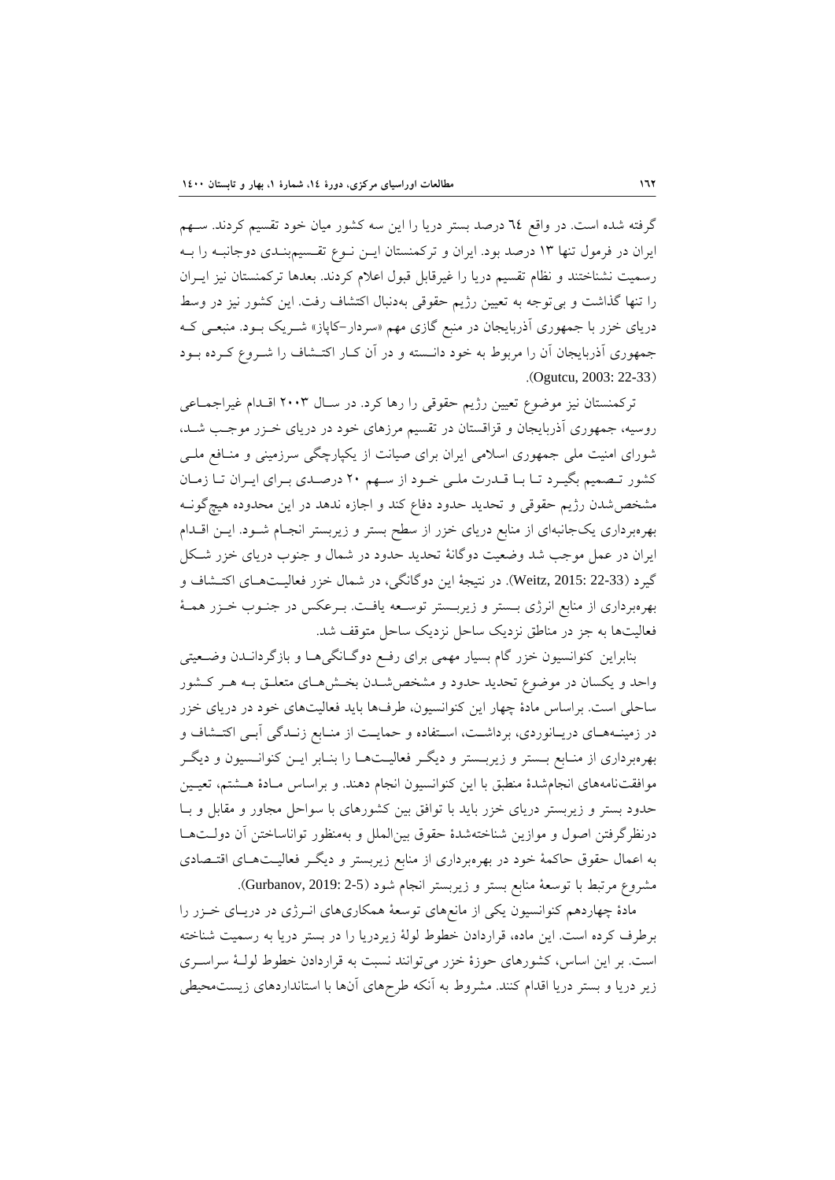گرفته شده است. در واقع ٦٤ درصد بستر دریا را این سه کشور میان خود تقسیم کردند. سهم ایران در فرمول تنها ١٣ درصد بود. ایران و ترکمنستان این نوع تقسیم‌بندی دوجانبه را به رسمیت نشناختند و نظام تقسیم دریا را غیرقابل قبول اعلام کردند. بعدها ترکمنستان نیز ایران را تنها گذاشت و بی‌توجه به تعیین رژیم حقوقی به‌دنبال اکتشاف رفت. این کشور نیز در وسط دریای خزر با جمهوری آذربایجان در منبع گازی مهم «سردار–کاپاز» شریک بود. منبعی که جمهوری آذربایجان آن را مربوط به خود دانسته و در آن کار اکتشاف را شروع کرده بود (Ogutcu, 2003: 22-33).

ترکمنستان نیز موضوع تعیین رژیم حقوقی را رها کرد. در سال ٢٠٠٣ اقدام غیراجماعی روسیه، جمهوری آذربایجان و قزاقستان در تقسیم مرزهای خود در دریای خزر موجب شد، شورای امنیت ملی جمهوری اسلامی ایران برای صیانت از یکپارچگی سرزمینی و منافع ملی کشور تصمیم بگیرد تا با قدرت ملی خود از سهم ٢٠ درصدی برای ایران تا زمان مشخص‌شدن رژیم حقوقی و تحدید حدود دفاع کند و اجازه ندهد در این محدوده هیچ‌گونه بهره‌برداری یک‌جانبه‌ای از منابع دریای خزر از سطح بستر و زیربستر انجام شود. این اقدام ایران در عمل موجب شد وضعیت دوگانهٔ تحدید حدود در شمال و جنوب دریای خزر شکل گیرد (Weitz, 2015: 22-33). در نتیجهٔ این دوگانگی، در شمال خزر فعالیت‌های اکتشاف و بهره‌برداری از منابع انرژی بستر و زیربستر توسعه یافت. برعکس در جنوب خزر همهٔ فعالیت‌ها به جز در مناطق نزدیک ساحل نزدیک ساحل متوقف شد.

بنابراین کنوانسیون خزر گام بسیار مهمی برای رفع دوگانگی‌ها و بازگرداندن وضعیتی واحد و یکسان در موضوع تحدید حدود و مشخص‌شدن بخش‌های متعلق به هر کشور ساحلی است. براساس مادهٔ چهار این کنوانسیون، طرف‌ها باید فعالیت‌های خود در دریای خزر در زمینه‌های دریانوردی، برداشت، استفاده و حمایت از منابع زندگی آبی اکتشاف و بهره‌برداری از منابع بستر و زیربستر و دیگر فعالیت‌ها را بنابر این کنوانسیون و دیگر موافقت‌نامه‌های انجام‌شدهٔ منطبق با این کنوانسیون انجام دهند. و براساس مادهٔ هشتم، تعیین حدود بستر و زیربستر دریای خزر باید با توافق بین کشورهای با سواحل مجاور و مقابل و با درنظرگرفتن اصول و موازین شناخته‌شدهٔ حقوق بین‌الملل و به‌منظور تواناساختن آن دولت‌ها به اعمال حقوق حاکمهٔ خود در بهره‌برداری از منابع زیربستر و دیگر فعالیت‌های اقتصادی مشروع مرتبط با توسعهٔ منابع بستر و زیربستر انجام شود (Gurbanov, 2019: 2-5).

مادهٔ چهاردهم کنوانسیون یکی از مانع‌های توسعهٔ همکاری‌های انرژی در دریای خزر را برطرف کرده است. این ماده، قراردادن خطوط لولهٔ زیردریا را در بستر دریا به رسمیت شناخته است. بر این اساس، کشورهای حوزهٔ خزر می‌توانند نسبت به قراردادن خطوط لولهٔ سراسری زیر دریا و بستر دریا اقدام کنند. مشروط به آنکه طرح‌های آن‌ها با استانداردهای زیست‌محیطی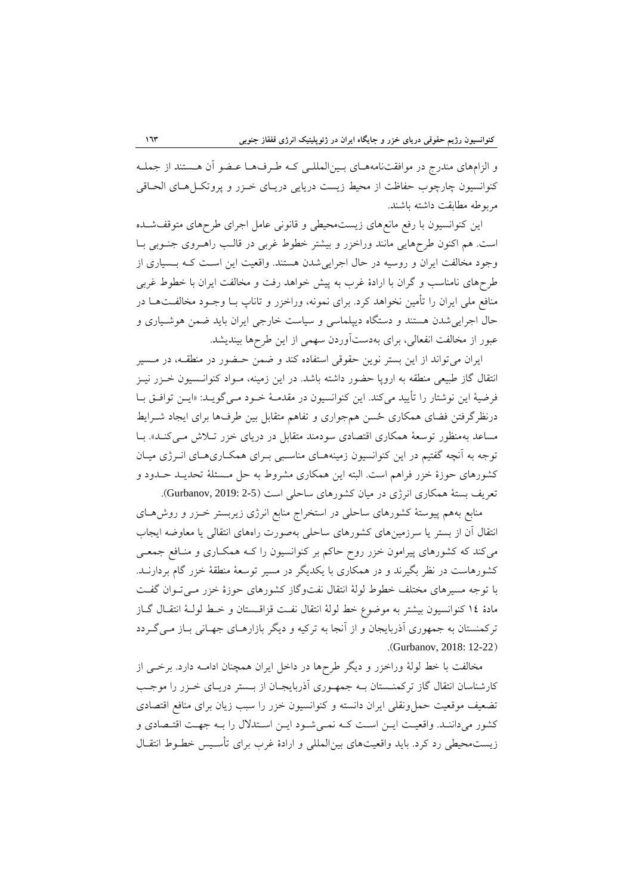و الزام‌های مندرج در موافقت‌نامه‌های بین‌المللی که طرف‌ها عضو آن هستند از جمله کنوانسیون چارچوب حفاظت از محیط زیست دریایی دریای خزر و پروتکل‌های الحاقی مربوطه مطابقت داشته باشند.

این کنوانسیون با رفع مانع‌های زیست‌محیطی و قانونی عامل اجرای طرح‌های متوقف‌شده است. هم اکنون طرح‌هایی مانند وراخزر و بیشتر خطوط غربی در قالب راهروی جنوبی با وجود مخالفت ایران و روسیه در حال اجرایی‌شدن هستند. واقعیت این است که بسیاری از طرح‌های نامناسب و گران با ارادهٔ غرب به پیش خواهد رفت و مخالفت ایران با خطوط غربی منافع ملی ایران را تأمین نخواهد کرد. برای نمونه، وراخزر و تاناپ با وجود مخالفت‌ها در حال اجرایی‌شدن هستند و دستگاه دیپلماسی و سیاست خارجی ایران باید ضمن هوشیاری و عبور از مخالفت انفعالی، برای به‌دست‌آوردن سهمی از این طرح‌ها بیندیشد.

ایران می‌تواند از این بستر نوین حقوقی استفاده کند و ضمن حضور در منطقه، در مسیر انتقال گاز طبیعی منطقه به اروپا حضور داشته باشد. در این زمینه، مواد کنوانسیون خزر نیز فرضیهٔ این نوشتار را تأیید می‌کند. این کنوانسیون در مقدمهٔ خود می‌گوید: «این توافق با درنظرگرفتن فضای همکاری حُسن هم‌جواری و تفاهم متقابل بین طرف‌ها برای ایجاد شرایط مساعد به‌منظور توسعهٔ همکاری اقتصادی سودمند متقابل در دریای خزر تلاش می‌کند». با توجه به آنچه گفتیم در این کنوانسیون زمینه‌های مناسبی برای همکاری‌های انرژی میان کشورهای حوزهٔ خزر فراهم است. البته این همکاری مشروط به حل مسئلهٔ تحدید حدود و تعریف بستهٔ همکاری انرژی در میان کشورهای ساحلی است (Gurbanov, 2019: 2-5).

منابع به‌هم پیوستهٔ کشورهای ساحلی در استخراج منابع انرژی زیربستر خزر و روش‌های انتقال آن از بستر یا سرزمین‌های کشورهای ساحلی به‌صورت راه‌های انتقالی یا معاوضه ایجاب می‌کند که کشورهای پیرامون خزر روح حاکم بر کنوانسیون را که همکاری و منافع جمعی کشورهاست در نظر بگیرند و در همکاری با یکدیگر در مسیر توسعهٔ منطقهٔ خزر گام بردارند. با توجه مسیرهای مختلف خطوط لولهٔ انتقال نفت‌وگاز کشورهای حوزهٔ خزر می‌توان گفت مادهٔ ۱۴ کنوانسیون بیشتر به موضوع خط لولهٔ انتقال نفت قزاقستان و خط لولهٔ انتقال گاز ترکمنستان به جمهوری آذربایجان و از آنجا به ترکیه و دیگر بازارهای جهانی باز می‌گردد (Gurbanov, 2018: 12-22).

مخالفت با خط لولهٔ وراخزر و دیگر طرح‌ها در داخل ایران همچنان ادامه دارد. برخی از کارشناسان انتقال گاز ترکمنستان به جمهوری آذربایجان از بستر دریای خزر را موجب تضعیف موقعیت حمل‌ونقلی ایران دانسته و کنوانسیون خزر را سبب زیان برای منافع اقتصادی کشور می‌دانند. واقعیت این است که نمی‌شود این استدلال را به جهت اقتصادی و زیست‌محیطی رد کرد. باید واقعیت‌های بین‌المللی و ارادهٔ غرب برای تأسیس خطوط انتقال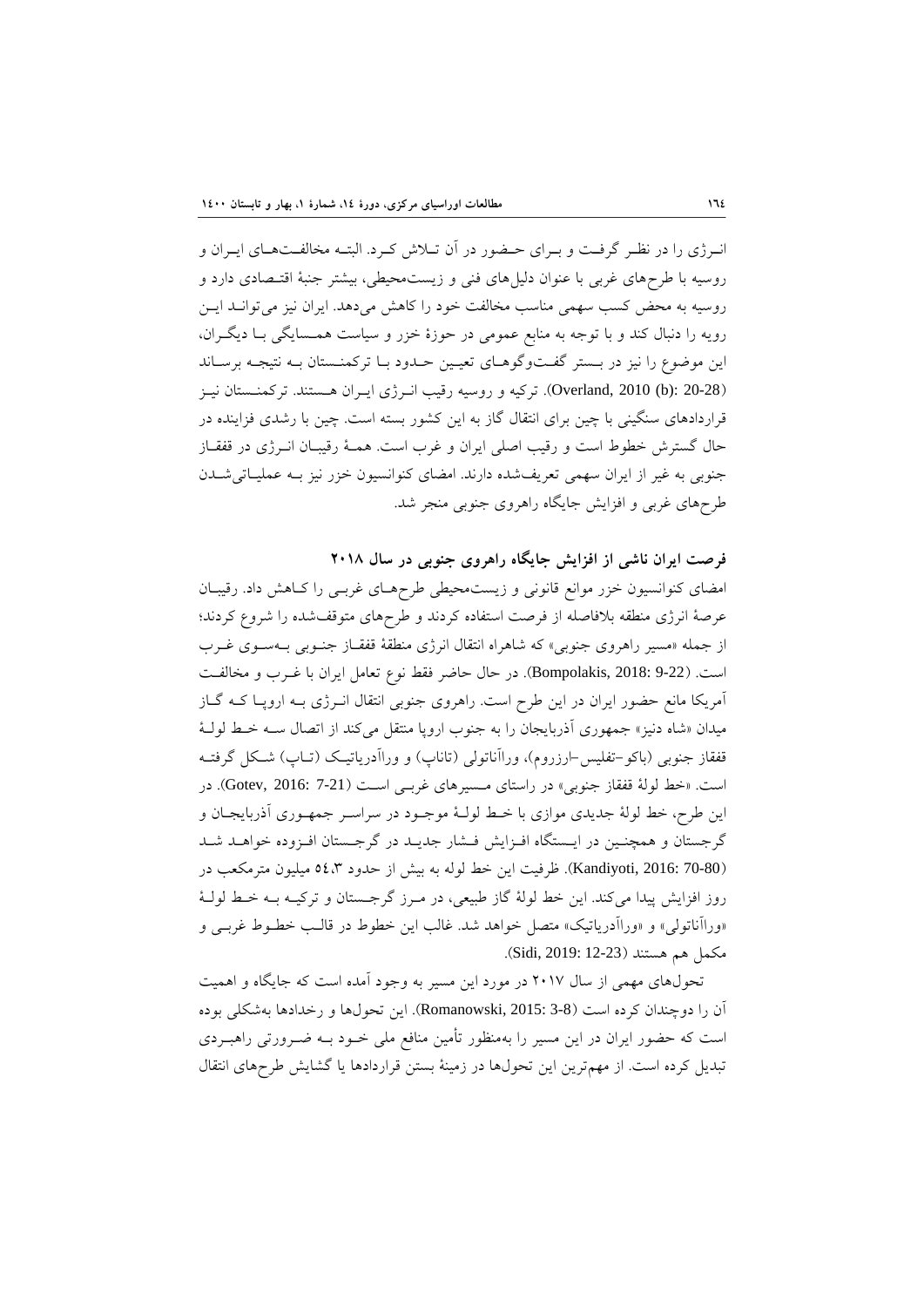انرژی را در نظر گرفت و برای حضور در آن تلاش کرد. البته مخالفت‌های ایران و روسیه با طرح‌های غربی با عنوان دلیل‌های فنی و زیست‌محیطی، بیشتر جنبهٔ اقتصادی دارد و روسیه به محض کسب سهمی مناسب مخالفت خود را کاهش می‌دهد. ایران نیز می‌تواند این رویه را دنبال کند و با توجه به منابع عمومی در حوزهٔ خزر و سیاست همسایگی با دیگران، این موضوع را نیز در بستر گفت‌وگوهای تعیین حدود با ترکمنستان به نتیجه برساند (Overland, 2010 (b): 20-28). ترکیه و روسیه رقیب انرژی ایران هستند. ترکمنستان نیز قراردادهای سنگینی با چین برای انتقال گاز به این کشور بسته است. چین با رشدی فزاینده در حال گسترش خطوط است و رقیب اصلی ایران و غرب است. همهٔ رقیبان انرژی در قفقاز جنوبی به غیر از ایران سهمی تعریف‌شده دارند. امضای کنوانسیون خزر نیز به عملیاتی‌شدن طرح‌های غربی و افزایش جایگاه راهروی جنوبی منجر شد.

## فرصت ایران ناشی از افزایش جایگاه راهروی جنوبی در سال ۲۰۱۸

امضای کنوانسیون خزر موانع قانونی و زیست‌محیطی طرح‌های غربی را کاهش داد. رقیبان عرصهٔ انرژی منطقه بلافاصله از فرصت استفاده کردند و طرح‌های متوقف‌شده را شروع کردند؛ از جمله «مسیر راهروی جنوبی» که شاهراه انتقال انرژی منطقهٔ قفقاز جنوبی به‌سوی غرب است. (Bompolakis, 2018: 9-22). در حال حاضر فقط نوع تعامل ایران با غرب و مخالفت آمریکا مانع حضور ایران در این طرح است. راهروی جنوبی انتقال انرژی به اروپا که گاز میدان «شاه دنیز» جمهوری آذربایجان را به جنوب اروپا منتقل می‌کند از اتصال سه خط لولهٔ قفقاز جنوبی (باکو-تفلیس-ارزروم)، وراآناتولی (تاناپ) و وراآدریاتیک (تاپ) شکل گرفته است. «خط لولهٔ قفقاز جنوبی» در راستای مسیرهای غربی است (Gotev, 2016: 7-21). در این طرح، خط لولهٔ جدیدی موازی با خط لولهٔ موجود در سراسر جمهوری آذربایجان و گرجستان و همچنین در ایستگاه افزایش فشار جدید در گرجستان افزوده خواهد شد (Kandiyoti, 2016: 70-80). ظرفیت این خط لوله به بیش از حدود ۵۴٫۳ میلیون مترمکعب در روز افزایش پیدا می‌کند. این خط لولهٔ گاز طبیعی، در مرز گرجستان و ترکیه به خط لولهٔ «وراآناتولی» و «وراآدریاتیک» متصل خواهد شد. غالب این خطوط در قالب خطوط غربی و مکمل هم هستند (Sidi, 2019: 12-23).

تحول‌های مهمی از سال ۲۰۱۷ در مورد این مسیر به وجود آمده است که جایگاه و اهمیت آن را دوچندان کرده است (Romanowski, 2015: 3-8). این تحول‌ها و رخدادها به‌شکلی بوده است که حضور ایران در این مسیر را به‌منظور تأمین منافع ملی خود به ضرورتی راهبردی تبدیل کرده است. از مهم‌ترین این تحول‌ها در زمینهٔ بستن قراردادها یا گشایش طرح‌های انتقال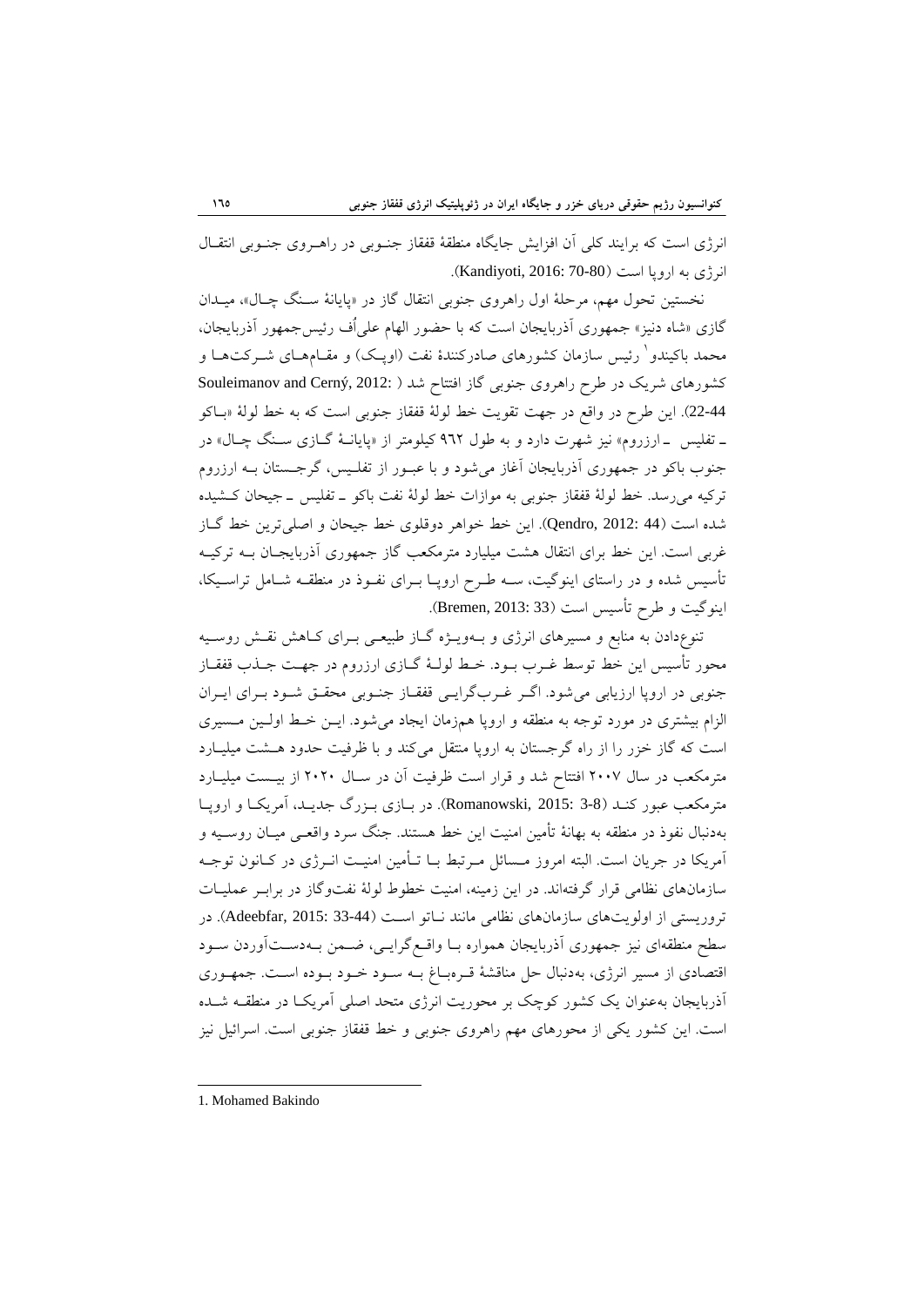انرژی است که برایند کلی آن افزایش جایگاه منطقهٔ قفقاز جنـوبی در راهـروی جنـوبی انتقـال انرژی به اروپا است (Kandiyoti, 2016: 70-80).

نخستین تحول مهم، مرحلهٔ اول راهروی جنوبی انتقال گاز در «پایانهٔ سـنگ چـال»، میـدان گازی «شاه دنیز» جمهوری آذربایجان است که با حضور الهام علی‌اُف رئیس‌جمهور آذربایجان، محمد باکیندو[1] رئیس سازمان کشورهای صادرکنندهٔ نفت (اوپـک) و مقـام‌هـای شـرکت‌هـا و کشورهای شریک در طرح راهروی جنوبی گاز افتتاح شد (Souleimanov and Cerný, 2012: 22-44). این طرح در واقع در جهت تقویت خط لولهٔ قفقاز جنوبی است که به خط لولهٔ «بـاکو ـ تفلیس ـ ارزروم» نیز شهرت دارد و به طول ۹۶۲ کیلومتر از «پایانـهٔ گـازی سـنگ چـال» در جنوب باکو در جمهوری آذربایجان آغاز می‌شود و با عبـور از تفلـیس، گرجـستان بـه ارزروم ترکیه می‌رسد. خط لولهٔ قفقاز جنوبی به موازات خط لولهٔ نفت باکو ـ تفلیس ـ جیحان کـشیده شده است (Qendro, 2012: 44). این خط خواهر دوقلوی خط جیحان و اصلی‌ترین خط گـاز غربی است. این خط برای انتقال هشت میلیارد مترمکعب گاز جمهوری آذربایجـان بـه ترکیـه تأسیس شده و در راستای اینوگیت، سـه طـرح اروپـا بـرای نفـوذ در منطقـه شـامل تراسـیکا، اینوگیت و طرح تأسیس است (Bremen, 2013: 33).

تنوع‌دادن به منابع و مسیرهای انرژی و بـه‌ویـژه گـاز طبیعـی بـرای کـاهش نقـش روسـیه محور تأسیس این خط توسط غـرب بـود. خـط لولـهٔ گـازی ارزروم در جهـت جـذب قفقـاز جنوبی در اروپا ارزیابی می‌شود. اگـر غـرب‌گرایـی قفقـاز جنـوبی محقـق شـود بـرای ایـران الزام بیشتری در مورد توجه به منطقه و اروپا هم‌زمان ایجاد می‌شود. ایـن خـط اولـین مـسیری است که گاز خزر را از راه گرجستان به اروپا منتقل می‌کند و با ظرفیت حدود هـشت میلیـارد مترمکعب در سال ۲۰۰۷ افتتاح شد و قرار است ظرفیت آن در سـال ۲۰۲۰ از بیـست میلیـارد مترمکعب عبور کنـد (Romanowski, 2015: 3-8). در بـازی بـزرگ جدیـد، آمریکـا و اروپـا به‌دنبال نفوذ در منطقه به بهانهٔ تأمین امنیت این خط هستند. جنگ سرد واقعـی میـان روسـیه و آمریکا در جریان است. البته امروز مـسائل مـرتبط بـا تـأمین امنیـت انـرژی در کـانون توجـه سازمان‌های نظامی قرار گرفته‌اند. در این زمینه، امنیت خطوط لولهٔ نفت‌وگاز در برابـر عملیـات تروریستی از اولویت‌های سازمان‌های نظامی مانند نـاتو اسـت (Adeebfar, 2015: 33-44). در سطح منطقه‌ای نیز جمهوری آذربایجان همواره بـا واقـع‌گرایـی، ضـمن بـه‌دسـت‌آوردن سـود اقتصادی از مسیر انرژی، به‌دنبال حل مناقشهٔ قـره‌بـاغ بـه سـود خـود بـوده اسـت. جمهـوری آذربایجان به‌عنوان یک کشور کوچک بر محوریت انرژی متحد اصلی آمریکـا در منطقـه شـده است. این کشور یکی از محورهای مهم راهروی جنوبی و خط قفقاز جنوبی است. اسرائیل نیز

---

1. Mohamed Bakindo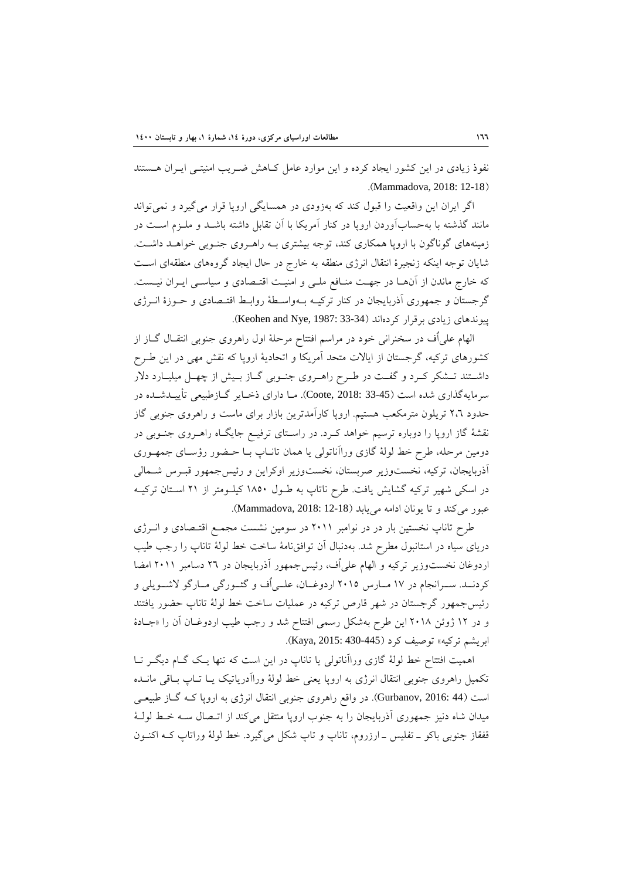نفوذ زیادی در این کشور ایجاد کرده و این موارد عامل کاهش ضریب امنیتی ایران هستند (Mammadova, 2018: 12-18).

اگر ایران این واقعیت را قبول کند که بهزودی در همسایگی اروپا قرار می‌گیرد و نمی‌تواند مانند گذشته با به‌حساب‌آوردن اروپا در کنار آمریکا با آن تقابل داشته باشد و ملزم است در زمینه‌های گوناگون با اروپا همکاری کند، توجه بیشتری به راهروی جنوبی خواهد داشت. شایان توجه اینکه زنجیرهٔ انتقال انرژی منطقه به خارج در حال ایجاد گروه‌های منطقه‌ای است که خارج ماندن از آن‌ها در جهت منافع ملی و امنیت اقتصادی و سیاسی ایران نیست. گرجستان و جمهوری آذربایجان در کنار ترکیه به‌واسطهٔ روابط اقتصادی و حوزهٔ انرژی پیوندهای زیادی برقرار کرده‌اند (Keohen and Nye, 1987: 33-34).

الهام علی‌اُف در سخنرانی خود در مراسم افتتاح مرحلهٔ اول راهروی جنوبی انتقال گاز از کشورهای ترکیه، گرجستان از ایالات متحد آمریکا و اتحادیهٔ اروپا که نقش مهی در این طرح داشتند تشکر کرد و گفت در طرح راهروی جنوبی گاز بیش از چهل میلیارد دلار سرمایه‌گذاری شده است (Coote, 2018: 33-45). ما دارای ذخایر گازطبیعی تأییدشده در حدود ۲،۶ تریلون مترمکعب هستیم. اروپا کارآمدترین بازار برای ماست و راهروی جنوبی گاز نقشهٔ گاز اروپا را دوباره ترسیم خواهد کرد. در راستای ترفیع جایگاه راهروی جنوبی در دومین مرحله، طرح خط لولهٔ گازی وراآناتولی یا همان تاناپ با حضور رؤسای جمهوری آذربایجان، ترکیه، نخست‌وزیر صربستان، نخست‌وزیر اوکراین و رئیس‌جمهور قبرس شمالی در اسکی شهیر ترکیه گشایش یافت. طرح ناتاپ به طول ۱۸۵۰ کیلومتر از ۲۱ استان ترکیه عبور می‌کند و تا یونان ادامه می‌یابد (Mammadova, 2018: 12-18).

طرح تاناپ نخستین بار در در نوامبر ۲۰۱۱ در سومین نشست مجمع اقتصادی و انرژی دریای سیاه در استانبول مطرح شد. به‌دنبال آن توافق‌نامهٔ ساخت خط لولهٔ تاناپ را رجب طیب اردوغان نخست‌وزیر ترکیه و الهام علی‌اُف، رئیس‌جمهور آذربایجان در ۲۶ دسامبر ۲۰۱۱ امضا کردند. سرانجام در ۱۷ مارس ۲۰۱۵ اردوغان، علی‌اُف و گئورگی مارگو لاشویلی و رئیس‌جمهور گرجستان در شهر قارص ترکیه در عملیات ساخت خط لولهٔ تاناپ حضور یافتند و در ۱۲ ژوئن ۲۰۱۸ این طرح به‌شکل رسمی افتتاح شد و رجب طیب اردوغان آن را «جادهٔ ابریشم ترکیه» توصیف کرد (Kaya, 2015: 430-445).

اهمیت افتتاح خط لولهٔ گازی وراآناتولی یا تاناپ در این است که تنها یک گام دیگر تا تکمیل راهروی جنوبی انتقال انرژی به اروپا یعنی خط لولهٔ وراآدریاتیک یا تاپ باقی مانده است (Gurbanov, 2016: 44). در واقع راهروی جنوبی انتقال انرژی به اروپا که گاز طبیعی میدان شاه دنیز جمهوری آذربایجان را به جنوب اروپا منتقل می‌کند از اتصال سه خط لولهٔ قفقاز جنوبی باکو ـ تفلیس ـ ارزروم، تاناپ و تاپ شکل می‌گیرد. خط لولهٔ وراتاپ که اکنون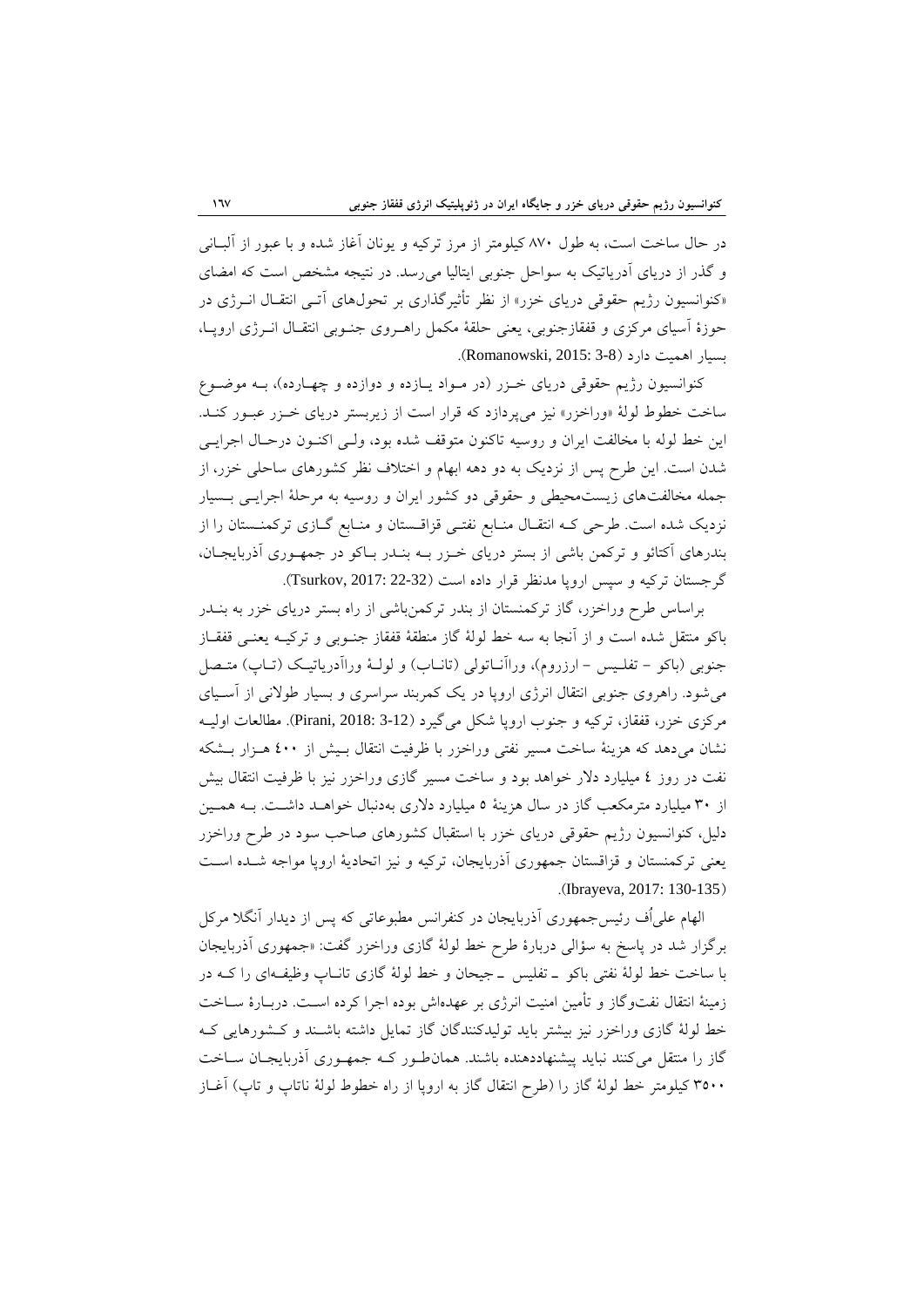در حال ساخت است، به طول ۸۷۰ کیلومتر از مرز ترکیه و یونان آغاز شده و با عبور از آلبانی و گذر از دریای آدریاتیک به سواحل جنوبی ایتالیا می‌رسد. در نتیجه مشخص است که امضای «کنوانسیون رژیم حقوقی دریای خزر» از نظر تأثیرگذاری بر تحول‌های آتی انتقال انرژی در حوزهٔ آسیای مرکزی و قفقازجنوبی، یعنی حلقهٔ مکمل راهروی جنوبی انتقال انرژی اروپا، بسیار اهمیت دارد (Romanowski, 2015: 3-8).

کنوانسیون رژیم حقوقی دریای خزر (در مواد یازده و دوازده و چهارده)، به موضوع ساخت خطوط لولهٔ «وراخزر» نیز می‌پردازد که قرار است از زیربستر دریای خزر عبور کند. این خط لوله با مخالفت ایران و روسیه تاکنون متوقف شده بود، ولی اکنون درحال اجرایی شدن است. این طرح پس از نزدیک به دو دهه ابهام و اختلاف نظر کشورهای ساحلی خزر، از جمله مخالفت‌های زیست‌محیطی و حقوقی دو کشور ایران و روسیه به مرحلهٔ اجرایی بسیار نزدیک شده است. طرحی که انتقال منابع نفتی قزاقستان و منابع گازی ترکمنستان را از بندرهای آکتائو و ترکمن باشی از بستر دریای خزر به بندر باکو در جمهوری آذربایجان، گرجستان ترکیه و سپس اروپا مدنظر قرار داده است (Tsurkov, 2017: 22-32).

براساس طرح وراخزر، گاز ترکمنستان از بندر ترکمن‌باشی از راه بستر دریای خزر به بندر باکو منتقل شده است و از آنجا به سه خط لولهٔ گاز منطقهٔ قفقاز جنوبی و ترکیه یعنی قفقاز جنوبی (باکو – تفلیس – ارزروم)، وراآناتولی (تاناپ) و لولهٔ وراآدریاتیک (تاپ) متصل می‌شود. راهروی جنوبی انتقال انرژی اروپا در یک کمربند سراسری و بسیار طولانی از آسیای مرکزی خزر، قفقاز، ترکیه و جنوب اروپا شکل می‌گیرد (Pirani, 2018: 3-12). مطالعات اولیه نشان می‌دهد که هزینهٔ ساخت مسیر نفتی وراخزر با ظرفیت انتقال بیش از ۴۰۰ هزار بشکه نفت در روز ٤ میلیارد دلار خواهد بود و ساخت مسیر گازی وراخزر نیز با ظرفیت انتقال بیش از ۳۰ میلیارد مترمکعب گاز در سال هزینهٔ ٥ میلیارد دلاری به‌دنبال خواهد داشت. به همین دلیل، کنوانسیون رژیم حقوقی دریای خزر با استقبال کشورهای صاحب سود در طرح وراخزر یعنی ترکمنستان و قزاقستان جمهوری آذربایجان، ترکیه و نیز اتحادیهٔ اروپا مواجه شده است (Ibrayeva, 2017: 130-135).

الهام علی‌اُف رئیس‌جمهوری آذربایجان در کنفرانس مطبوعاتی که پس از دیدار آنگلا مرکل برگزار شد در پاسخ به سؤالی دربارهٔ طرح خط لولهٔ گازی وراخزر گفت: «جمهوری آذربایجان با ساخت خط لولهٔ نفتی باکو ـ تفلیس ـ جیحان و خط لولهٔ گازی تاناپ وظیفه‌ای را که در زمینهٔ انتقال نفت‌وگاز و تأمین امنیت انرژی بر عهده‌اش بوده اجرا کرده است. دربارهٔ ساخت خط لولهٔ گازی وراخزر نیز بیشتر باید تولیدکنندگان گاز تمایل داشته باشند و کشورهایی که گاز را منتقل می‌کنند نباید پیشنهاددهنده باشند. همان‌طور که جمهوری آذربایجان ساخت ۳۵۰۰ کیلومتر خط لولهٔ گاز را (طرح انتقال گاز به اروپا از راه خطوط لولهٔ تاناپ و تاپ) آغاز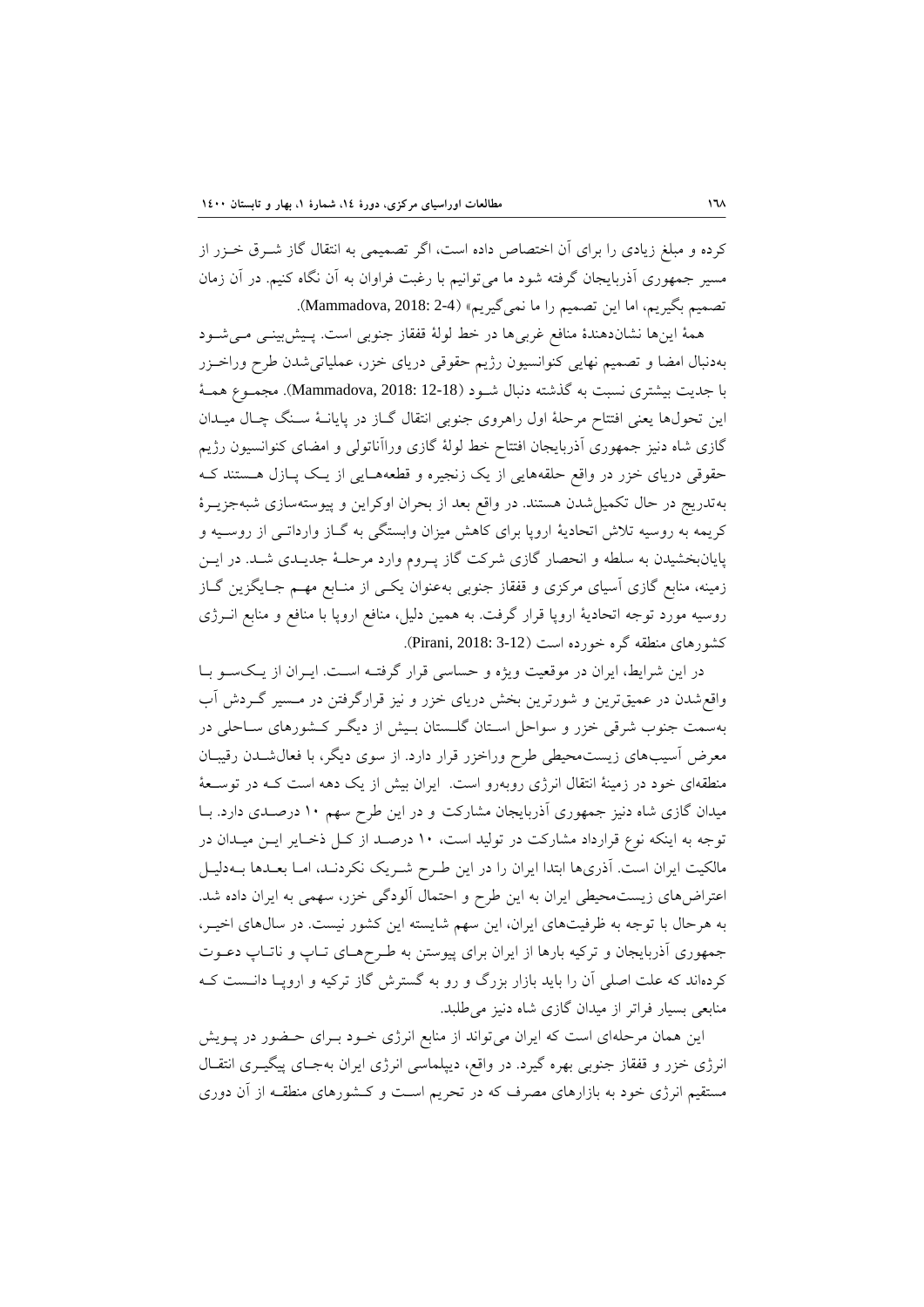کرده و مبلغ زیادی را برای آن اختصاص داده است، اگر تصمیمی به انتقال گاز شرق خزر از مسیر جمهوری آذربایجان گرفته شود ما می‌توانیم با رغبت فراوان به آن نگاه کنیم. در آن زمان تصمیم بگیریم، اما این تصمیم را ما نمی‌گیریم» (Mammadova, 2018: 2-4).

همهٔ این‌ها نشان‌دهندهٔ منافع غربی‌ها در خط لولهٔ قفقاز جنوبی است. پیش‌بینی می‌شود به‌دنبال امضا و تصمیم نهایی کنوانسیون رژیم حقوقی دریای خزر، عملیاتی‌شدن طرح وراخزر با جدیت بیشتری نسبت به گذشته دنبال شود (Mammadova, 2018: 12-18). مجموع همهٔ این تحول‌ها یعنی افتتاح مرحلهٔ اول راهروی جنوبی انتقال گاز در پایانهٔ سنگ چال میدان گازی شاه دنیز جمهوری آذربایجان افتتاح خط لولهٔ گازی وراآناتولی و امضای کنوانسیون رژیم حقوقی دریای خزر در واقع حلقه‌هایی از یک زنجیره و قطعه‌هایی از یک پازل هستند که به‌تدریج در حال تکمیل‌شدن هستند. در واقع بعد از بحران اوکراین و پیوسته‌سازی شبه‌جزیرهٔ کریمه به روسیه تلاش اتحادیهٔ اروپا برای کاهش میزان وابستگی به گاز وارداتی از روسیه و پایان‌بخشیدن به سلطه و انحصار گازی شرکت گاز پروم وارد مرحلهٔ جدیدی شد. در این زمینه، منابع گازی آسیای مرکزی و قفقاز جنوبی به‌عنوان یکی از منابع مهم جایگزین گاز روسیه مورد توجه اتحادیهٔ اروپا قرار گرفت. به همین دلیل، منافع اروپا با منافع و منابع انرژی کشورهای منطقه گره خورده است (Pirani, 2018: 3-12).

در این شرایط، ایران در موقعیت ویژه و حساسی قرار گرفته است. ایران از یک‌سو با واقع‌شدن در عمیق‌ترین و شورترین بخش دریای خزر و نیز قرارگرفتن در مسیر گردش آب به‌سمت جنوب شرقی خزر و سواحل استان گلستان بیش از دیگر کشورهای ساحلی در معرض آسیب‌های زیست‌محیطی طرح وراخزر قرار دارد. از سوی دیگر، با فعال‌شدن رقیبان منطقه‌ای خود در زمینهٔ انتقال انرژی روبه‌رو است. ایران بیش از یک دهه است که در توسعهٔ میدان گازی شاه دنیز جمهوری آذربایجان مشارکت و در این طرح سهم ۱۰ درصدی دارد. با توجه به اینکه نوع قرارداد مشارکت در تولید است، ۱۰ درصد از کل ذخایر این میدان در مالکیت ایران است. آذری‌ها ابتدا ایران را در این طرح شریک نکردند، اما بعدها به‌دلیل اعتراض‌های زیست‌محیطی ایران به این طرح و احتمال آلودگی خزر، سهمی به ایران داده شد. به هرحال با توجه به ظرفیت‌های ایران، این سهم شایسته این کشور نیست. در سال‌های اخیر، جمهوری آذربایجان و ترکیه بارها از ایران برای پیوستن به طرح‌های تاپ و ناتاپ دعوت کرده‌اند که علت اصلی آن را باید بازار بزرگ و رو به گسترش گاز ترکیه و اروپا دانست که منابعی بسیار فراتر از میدان گازی شاه دنیز می‌طلبد.

این همان مرحله‌ای است که ایران می‌تواند از منابع انرژی خود برای حضور در پویش انرژی خزر و قفقاز جنوبی بهره گیرد. در واقع، دیپلماسی انرژی ایران به‌جای پیگیری انتقال مستقیم انرژی خود به بازارهای مصرف که در تحریم است و کشورهای منطقه از آن دوری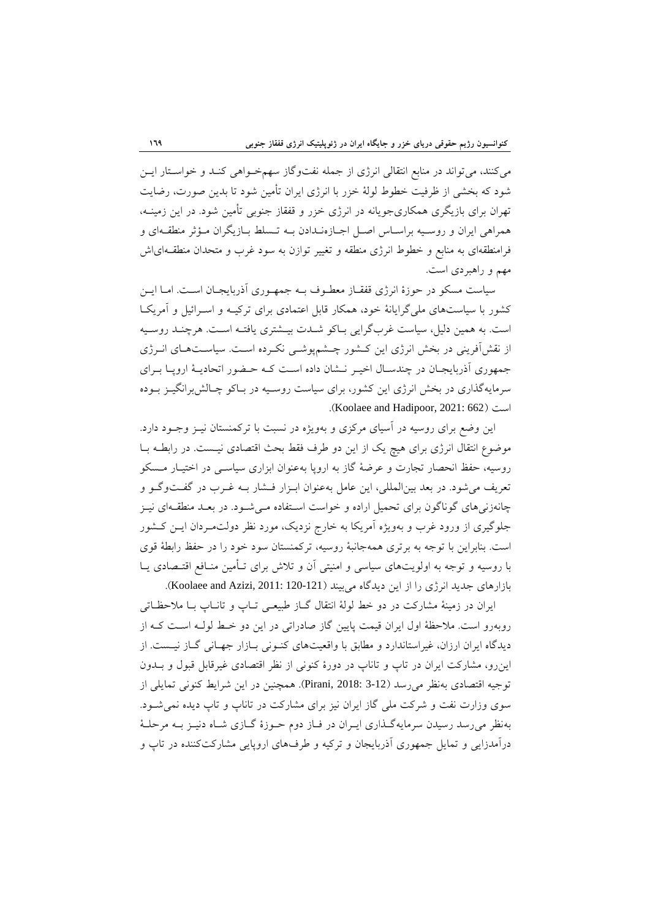می‌کنند، می‌تواند در منابع انتقالی انرژی از جمله نفت‌وگاز سهم‌خواهی کند و خواستار این شود که بخشی از ظرفیت خطوط لولهٔ خزر با انرژی ایران تأمین شود تا بدین صورت، رضایت تهران برای بازیگری همکاری‌جویانه در انرژی خزر و قفقاز جنوبی تأمین شود. در این زمینه، همراهی ایران و روسیه براساس اصل اجازه‌ندادن به تسلط بازیگران مؤثر منطقه‌ای و فرامنطقه‌ای به منابع و خطوط انرژی منطقه و تغییر توازن به سود غرب و متحدان منطقه‌ای‌اش مهم و راهبردی است.

سیاست مسکو در حوزهٔ انرژی قفقاز معطوف به جمهوری آذربایجان است. اما این کشور با سیاست‌های ملی‌گرایانهٔ خود، همکار قابل اعتمادی برای ترکیه و اسرائیل و آمریکا است. به همین دلیل، سیاست غرب‌گرایی باکو شدت بیشتری یافته است. هرچند روسیه از نقش‌آفرینی در بخش انرژی این کشور چشم‌پوشی نکرده است. سیاست‌های انرژی جمهوری آذربایجان در چندسال اخیر نشان داده است که حضور اتحادیهٔ اروپا برای سرمایه‌گذاری در بخش انرژی این کشور، برای سیاست روسیه در باکو چالش‌برانگیز بوده است (Koolaee and Hadipoor, 2021: 662).

این وضع برای روسیه در آسیای مرکزی و به‌ویژه در نسبت با ترکمنستان نیز وجود دارد. موضوع انتقال انرژی برای هیچ یک از این دو طرف فقط بحث اقتصادی نیست. در رابطه با روسیه، حفظ انحصار تجارت و عرضهٔ گاز به اروپا به‌عنوان ابزاری سیاسی در اختیار مسکو تعریف می‌شود. در بعد بین‌المللی، این عامل به‌عنوان ابزار فشار به غرب در گفت‌وگو و چانه‌زنی‌های گوناگون برای تحمیل اراده و خواست استفاده می‌شود. در بعد منطقه‌ای نیز جلوگیری از ورود غرب و به‌ویژه آمریکا به خارج نزدیک، مورد نظر دولت‌مردان این کشور است. بنابراین با توجه به برتری همه‌جانبهٔ روسیه، ترکمنستان سود خود را در حفظ رابطهٔ قوی با روسیه و توجه به اولویت‌های سیاسی و امنیتی آن و تلاش برای تأمین منافع اقتصادی یا بازارهای جدید انرژی را از این دیدگاه می‌بیند (Koolaee and Azizi, 2011: 120-121).

ایران در زمینهٔ مشارکت در دو خط لولهٔ انتقال گاز طبیعی تاپ و تاناپ با ملاحظاتی روبه‌رو است. ملاحظهٔ اول ایران قیمت پایین گاز صادراتی در این دو خط لوله است که از دیدگاه ایران ارزان، غیراستاندارد و مطابق با واقعیت‌های کنونی بازار جهانی گاز نیست. از این‌رو، مشارکت ایران در تاپ و تاناپ در دورهٔ کنونی از نظر اقتصادی غیرقابل قبول و بدون توجیه اقتصادی به‌نظر می‌رسد (Pirani, 2018: 3-12). همچنین در این شرایط کنونی تمایلی از سوی وزارت نفت و شرکت ملی گاز ایران نیز برای مشارکت در تاناپ و تاپ دیده نمی‌شود. به‌نظر می‌رسد رسیدن سرمایه‌گذاری ایران در فاز دوم حوزهٔ گازی شاه دنیز به مرحلهٔ درآمدزایی و تمایل جمهوری آذربایجان و ترکیه و طرف‌های اروپایی مشارکت‌کننده در تاپ و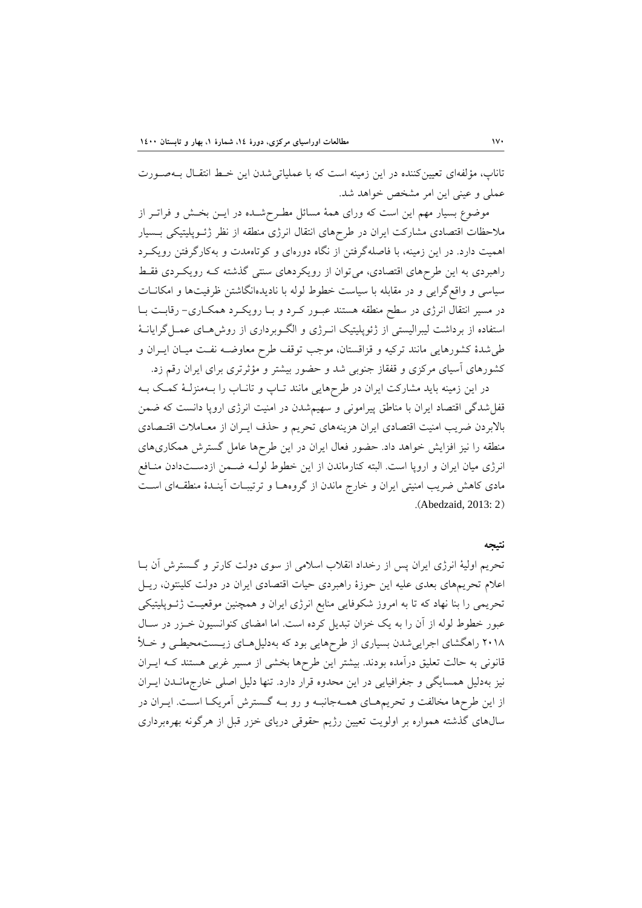تاناپ، مؤلفه‌ای تعیین‌کننده در این زمینه است که با عملیاتی‌شدن این خط انتقال به‌صورت عملی و عینی این امر مشخص خواهد شد.

موضوع بسیار مهم این است که ورای همهٔ مسائل مطرح‌شده در این بخش و فراتر از ملاحظات اقتصادی مشارکت ایران در طرح‌های انتقال انرژی منطقه از نظر ژئوپلیتیکی بسیار اهمیت دارد. در این زمینه، با فاصله‌گرفتن از نگاه دوره‌ای و کوتاه‌مدت و به‌کارگرفتن رویکرد راهبردی به این طرح‌های اقتصادی، می‌توان از رویکردهای سنتی گذشته که رویکردی فقط سیاسی و واقع‌گرایی و در مقابله با سیاست خطوط لوله با نادیده‌انگاشتن ظرفیت‌ها و امکانات در مسیر انتقال انرژی در سطح منطقه هستند عبور کرد و با رویکرد همکاری- رقابت با استفاده از برداشت لیبرالیستی از ژئوپلیتیک انرژی و الگوبرداری از روش‌های عمل‌گرایانهٔ طی‌شدهٔ کشورهایی مانند ترکیه و قزاقستان، موجب توقف طرح معاوضه نفت میان ایران و کشورهای آسیای مرکزی و قفقاز جنوبی شد و حضور بیشتر و مؤثرتری برای ایران رقم زد.

در این زمینه باید مشارکت ایران در طرح‌هایی مانند تاپ و تاناپ را به‌منزلهٔ کمک به قفل‌شدگی اقتصاد ایران با مناطق پیرامونی و سهیم‌شدن در امنیت انرژی اروپا دانست که ضمن بالابردن ضریب امنیت اقتصادی ایران هزینه‌های تحریم و حذف ایران از معاملات اقتصادی منطقه را نیز افزایش خواهد داد. حضور فعال ایران در این طرح‌ها عامل گسترش همکاری‌های انرژی میان ایران و اروپا است. البته کنارماندن از این خطوط لوله ضمن ازدست‌دادن منافع مادی کاهش ضریب امنیتی ایران و خارج ماندن از گروه‌ها و ترتیبات آیندهٔ منطقه‌ای است (Abedzaid, 2013: 2).

## نتیجه

تحریم اولیهٔ انرژی ایران پس از رخداد انقلاب اسلامی از سوی دولت کارتر و گسترش آن با اعلام تحریم‌های بعدی علیه این حوزهٔ راهبردی حیات اقتصادی ایران در دولت کلینتون، ریل تحریمی را بنا نهاد که تا به امروز شکوفایی منابع انرژی ایران و همچنین موقعیت ژئوپلیتیکی عبور خطوط لوله از آن را به یک خزان تبدیل کرده است. اما امضای کنوانسیون خزر در سال ۲۰۱۸ راهگشای اجرایی‌شدن بسیاری از طرح‌هایی بود که به‌دلیل‌های زیست‌محیطی و خلأ قانونی به حالت تعلیق درآمده بودند. بیشتر این طرح‌ها بخشی از مسیر غربی هستند که ایران نیز به‌دلیل همسایگی و جغرافیایی در این محدوه قرار دارد. تنها دلیل اصلی خارج‌ماندن ایران از این طرح‌ها مخالفت و تحریم‌های همه‌جانبه و رو به گسترش آمریکا است. ایران در سال‌های گذشته همواره بر اولویت تعیین رژیم حقوقی دریای خزر قبل از هرگونه بهره‌برداری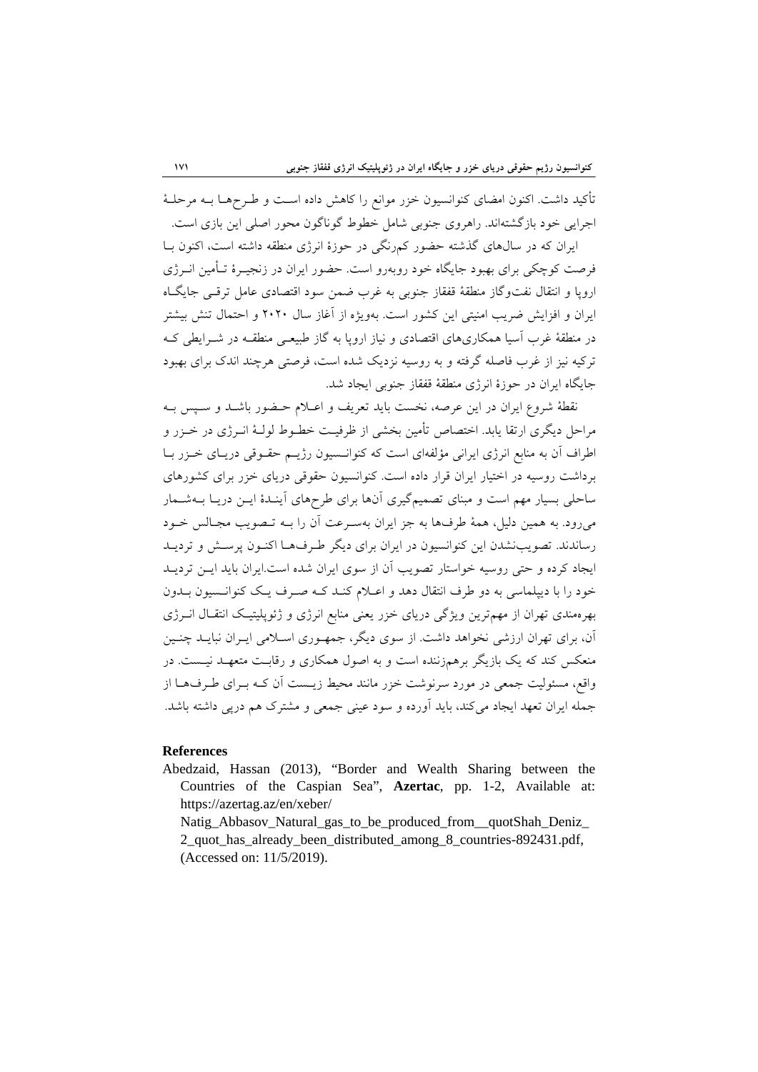تأکید داشت. اکنون امضای کنوانسیون خزر موانع را کاهش داده است و طرح‌ها به مرحلهٔ اجرایی خود بازگشته‌اند. راهروی جنوبی شامل خطوط گوناگون محور اصلی این بازی است.

ایران که در سال‌های گذشته حضور کم‌رنگی در حوزهٔ انرژی منطقه داشته است، اکنون با فرصت کوچکی برای بهبود جایگاه خود روبه‌رو است. حضور ایران در زنجیرهٔ تأمین انرژی اروپا و انتقال نفت‌وگاز منطقهٔ قفقاز جنوبی به غرب ضمن سود اقتصادی عامل ترقی جایگاه ایران و افزایش ضریب امنیتی این کشور است. به‌ویژه از آغاز سال ۲۰۲۰ و احتمال تنش بیشتر در منطقهٔ غرب آسیا همکاری‌های اقتصادی و نیاز اروپا به گاز طبیعی منطقه در شرایطی که ترکیه نیز از غرب فاصله گرفته و به روسیه نزدیک شده است، فرصتی هرچند اندک برای بهبود جایگاه ایران در حوزهٔ انرژی منطقهٔ قفقاز جنوبی ایجاد شد.

نقطهٔ شروع ایران در این عرصه، نخست باید تعریف و اعلام حضور باشد و سپس به مراحل دیگری ارتقا یابد. اختصاص تأمین بخشی از ظرفیت خطوط لولهٔ انرژی در خزر و اطراف آن به منابع انرژی ایرانی مؤلفه‌ای است که کنوانسیون رژیم حقوقی دریای خزر با برداشت روسیه در اختیار ایران قرار داده است. کنوانسیون حقوقی دریای خزر برای کشورهای ساحلی بسیار مهم است و مبنای تصمیم‌گیری آن‌ها برای طرح‌های آیندهٔ این دریا به‌شمار می‌رود. به همین دلیل، همهٔ طرف‌ها به جز ایران به‌سرعت آن را به تصویب مجالس خود رساندند. تصویب‌نشدن این کنوانسیون در ایران برای دیگر طرف‌ها اکنون پرسش و تردید ایجاد کرده و حتی روسیه خواستار تصویب آن از سوی ایران شده است.ایران باید این تردید خود را با دیپلماسی به دو طرف انتقال دهد و اعلام کند که صرف یک کنوانسیون بدون بهره‌مندی تهران از مهم‌ترین ویژگی دریای خزر یعنی منابع انرژی و ژئوپلیتیک انتقال انرژی آن، برای تهران ارزشی نخواهد داشت. از سوی دیگر، جمهوری اسلامی ایران نباید چنین منعکس کند که یک بازیگر برهم‌زننده است و به اصول همکاری و رقابت متعهد نیست. در واقع، مسئولیت جمعی در مورد سرنوشت خزر مانند محیط زیست آن که برای طرف‌ها از جمله ایران تعهد ایجاد می‌کند، باید آورده و سود عینی جمعی و مشترک هم درپی داشته باشد.

## References

Abedzaid, Hassan (2013), "Border and Wealth Sharing between the Countries of the Caspian Sea", **Azertac**, pp. 1-2, Available at: https://azertag.az/en/xeber/Natig_Abbasov_Natural_gas_to_be_produced_from__quotShah_Deniz_2_quot_has_already_been_distributed_among_8_countries-892431.pdf, (Accessed on: 11/5/2019).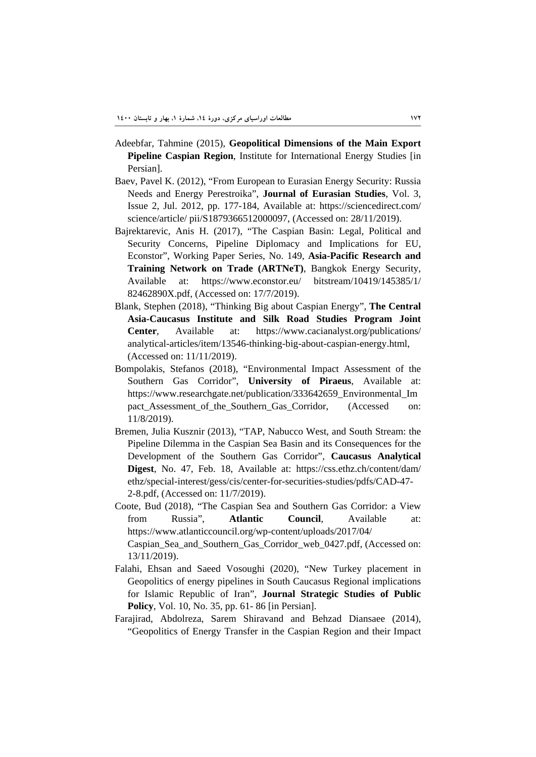Adeebfar, Tahmine (2015), **Geopolitical Dimensions of the Main Export Pipeline Caspian Region**, Institute for International Energy Studies [in Persian].

Baev, Pavel K. (2012), "From European to Eurasian Energy Security: Russia Needs and Energy Perestroika", **Journal of Eurasian Studies**, Vol. 3, Issue 2, Jul. 2012, pp. 177-184, Available at: https://sciencedirect.com/ science/article/ pii/S1879366512000097, (Accessed on: 28/11/2019).

Bajrektarevic, Anis H. (2017), "The Caspian Basin: Legal, Political and Security Concerns, Pipeline Diplomacy and Implications for EU, Econstor", Working Paper Series, No. 149, **Asia-Pacific Research and Training Network on Trade (ARTNeT)**, Bangkok Energy Security, Available at: https://www.econstor.eu/ bitstream/10419/145385/1/ 82462890X.pdf, (Accessed on: 17/7/2019).

Blank, Stephen (2018), "Thinking Big about Caspian Energy", **The Central Asia-Caucasus Institute and Silk Road Studies Program Joint Center**, Available at: https://www.cacianalyst.org/publications/ analytical-articles/item/13546-thinking-big-about-caspian-energy.html, (Accessed on: 11/11/2019).

Bompolakis, Stefanos (2018), "Environmental Impact Assessment of the Southern Gas Corridor", **University of Piraeus**, Available at: https://www.researchgate.net/publication/333642659_Environmental_Impact_Assessment_of_the_Southern_Gas_Corridor, (Accessed on: 11/8/2019).

Bremen, Julia Kusznir (2013), "TAP, Nabucco West, and South Stream: the Pipeline Dilemma in the Caspian Sea Basin and its Consequences for the Development of the Southern Gas Corridor", **Caucasus Analytical Digest**, No. 47, Feb. 18, Available at: https://css.ethz.ch/content/dam/ ethz/special-interest/gess/cis/center-for-securities-studies/pdfs/CAD-47-2-8.pdf, (Accessed on: 11/7/2019).

Coote, Bud (2018), "The Caspian Sea and Southern Gas Corridor: a View from Russia", **Atlantic Council**, Available at: https://www.atlanticcouncil.org/wp-content/uploads/2017/04/ Caspian_Sea_and_Southern_Gas_Corridor_web_0427.pdf, (Accessed on: 13/11/2019).

Falahi, Ehsan and Saeed Vosoughi (2020), "New Turkey placement in Geopolitics of energy pipelines in South Caucasus Regional implications for Islamic Republic of Iran", **Journal Strategic Studies of Public Policy**, Vol. 10, No. 35, pp. 61- 86 [in Persian].

Farajirad, Abdolreza, Sarem Shiravand and Behzad Diansaee (2014), "Geopolitics of Energy Transfer in the Caspian Region and their Impact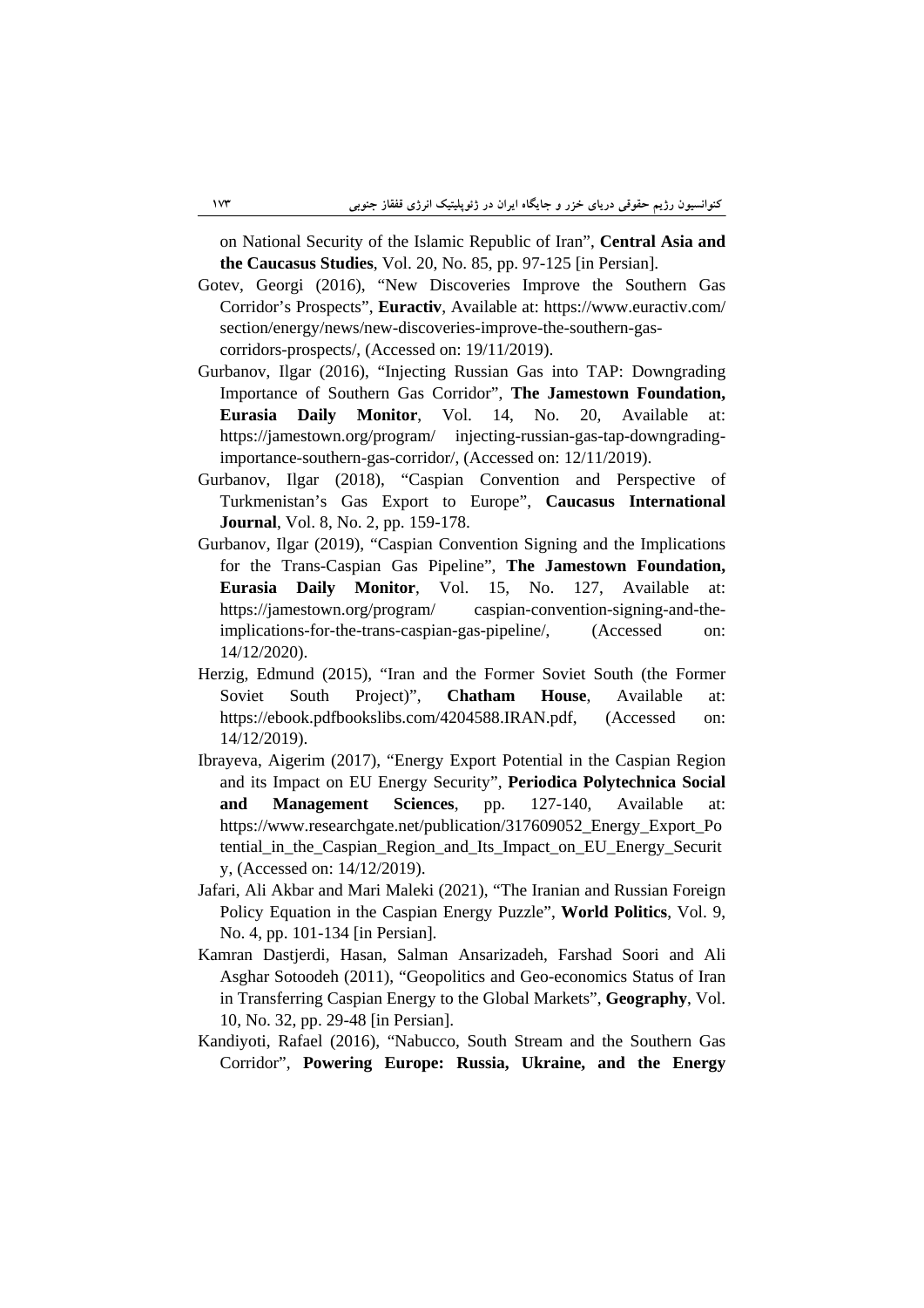on National Security of the Islamic Republic of Iran", **Central Asia and the Caucasus Studies**, Vol. 20, No. 85, pp. 97-125 [in Persian].

Gotev, Georgi (2016), "New Discoveries Improve the Southern Gas Corridor's Prospects", **Euractiv**, Available at: https://www.euractiv.com/section/energy/news/new-discoveries-improve-the-southern-gas-corridors-prospects/, (Accessed on: 19/11/2019).

Gurbanov, Ilgar (2016), "Injecting Russian Gas into TAP: Downgrading Importance of Southern Gas Corridor", **The Jamestown Foundation, Eurasia Daily Monitor**, Vol. 14, No. 20, Available at: https://jamestown.org/program/ injecting-russian-gas-tap-downgrading-importance-southern-gas-corridor/, (Accessed on: 12/11/2019).

Gurbanov, Ilgar (2018), "Caspian Convention and Perspective of Turkmenistan's Gas Export to Europe", **Caucasus International Journal**, Vol. 8, No. 2, pp. 159-178.

Gurbanov, Ilgar (2019), "Caspian Convention Signing and the Implications for the Trans-Caspian Gas Pipeline", **The Jamestown Foundation, Eurasia Daily Monitor**, Vol. 15, No. 127, Available at: https://jamestown.org/program/ caspian-convention-signing-and-the-implications-for-the-trans-caspian-gas-pipeline/, (Accessed on: 14/12/2020).

Herzig, Edmund (2015), "Iran and the Former Soviet South (the Former Soviet South Project)", **Chatham House**, Available at: https://ebook.pdfbookslibs.com/4204588.IRAN.pdf, (Accessed on: 14/12/2019).

Ibrayeva, Aigerim (2017), "Energy Export Potential in the Caspian Region and its Impact on EU Energy Security", **Periodica Polytechnica Social and Management Sciences**, pp. 127-140, Available at: https://www.researchgate.net/publication/317609052_Energy_Export_Potential_in_the_Caspian_Region_and_Its_Impact_on_EU_Energy_Security, (Accessed on: 14/12/2019).

Jafari, Ali Akbar and Mari Maleki (2021), "The Iranian and Russian Foreign Policy Equation in the Caspian Energy Puzzle", **World Politics**, Vol. 9, No. 4, pp. 101-134 [in Persian].

Kamran Dastjerdi, Hasan, Salman Ansarizadeh, Farshad Soori and Ali Asghar Sotoodeh (2011), "Geopolitics and Geo-economics Status of Iran in Transferring Caspian Energy to the Global Markets", **Geography**, Vol. 10, No. 32, pp. 29-48 [in Persian].

Kandiyoti, Rafael (2016), "Nabucco, South Stream and the Southern Gas Corridor", **Powering Europe: Russia, Ukraine, and the Energy**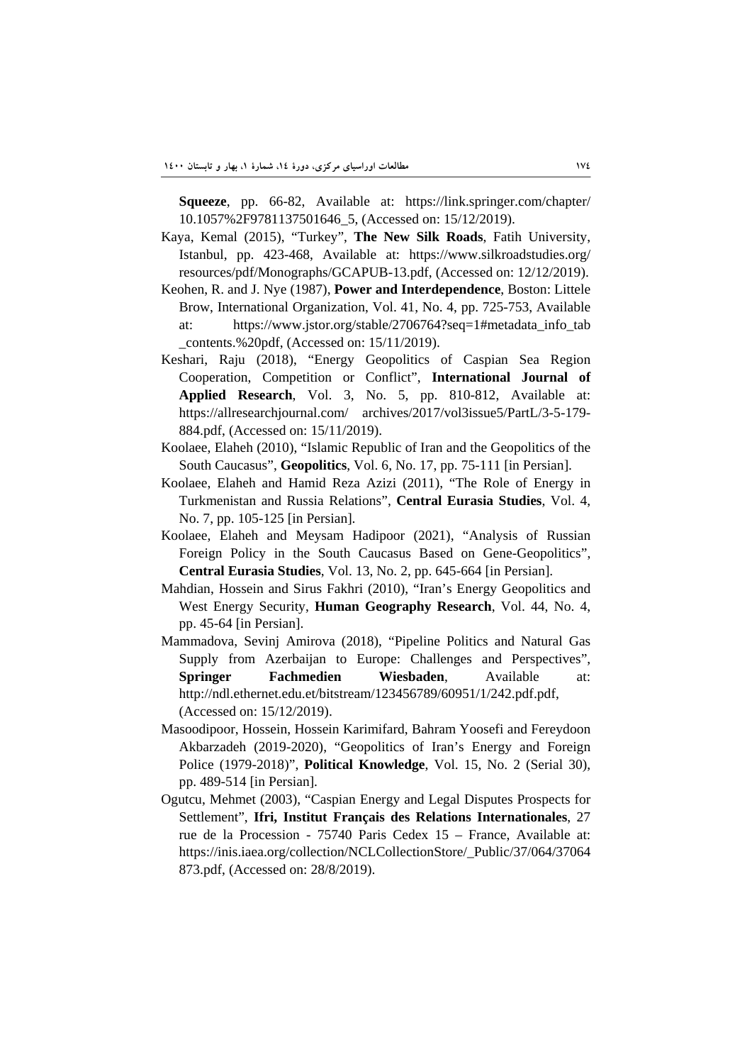**Squeeze**, pp. 66-82, Available at: https://link.springer.com/chapter/10.1057%2F9781137501646_5, (Accessed on: 15/12/2019).

Kaya, Kemal (2015), "Turkey", **The New Silk Roads**, Fatih University, Istanbul, pp. 423-468, Available at: https://www.silkroadstudies.org/resources/pdf/Monographs/GCAPUB-13.pdf, (Accessed on: 12/12/2019).

Keohen, R. and J. Nye (1987), **Power and Interdependence**, Boston: Littele Brow, International Organization, Vol. 41, No. 4, pp. 725-753, Available at: https://www.jstor.org/stable/2706764?seq=1#metadata_info_tab_contents.%20pdf, (Accessed on: 15/11/2019).

Keshari, Raju (2018), "Energy Geopolitics of Caspian Sea Region Cooperation, Competition or Conflict", **International Journal of Applied Research**, Vol. 3, No. 5, pp. 810-812, Available at: https://allresearchjournal.com/ archives/2017/vol3issue5/PartL/3-5-179-884.pdf, (Accessed on: 15/11/2019).

Koolaee, Elaheh (2010), "Islamic Republic of Iran and the Geopolitics of the South Caucasus", **Geopolitics**, Vol. 6, No. 17, pp. 75-111 [in Persian].

Koolaee, Elaheh and Hamid Reza Azizi (2011), "The Role of Energy in Turkmenistan and Russia Relations", **Central Eurasia Studies**, Vol. 4, No. 7, pp. 105-125 [in Persian].

Koolaee, Elaheh and Meysam Hadipoor (2021), "Analysis of Russian Foreign Policy in the South Caucasus Based on Gene-Geopolitics", **Central Eurasia Studies**, Vol. 13, No. 2, pp. 645-664 [in Persian].

Mahdian, Hossein and Sirus Fakhri (2010), "Iran's Energy Geopolitics and West Energy Security, **Human Geography Research**, Vol. 44, No. 4, pp. 45-64 [in Persian].

Mammadova, Sevinj Amirova (2018), "Pipeline Politics and Natural Gas Supply from Azerbaijan to Europe: Challenges and Perspectives", **Springer Fachmedien Wiesbaden**, Available at: http://ndl.ethernet.edu.et/bitstream/123456789/60951/1/242.pdf.pdf, (Accessed on: 15/12/2019).

Masoodipoor, Hossein, Hossein Karimifard, Bahram Yoosefi and Fereydoon Akbarzadeh (2019-2020), "Geopolitics of Iran's Energy and Foreign Police (1979-2018)", **Political Knowledge**, Vol. 15, No. 2 (Serial 30), pp. 489-514 [in Persian].

Ogutcu, Mehmet (2003), "Caspian Energy and Legal Disputes Prospects for Settlement", **Ifri, Institut Français des Relations Internationales**, 27 rue de la Procession - 75740 Paris Cedex 15 – France, Available at: https://inis.iaea.org/collection/NCLCollectionStore/_Public/37/064/37064873.pdf, (Accessed on: 28/8/2019).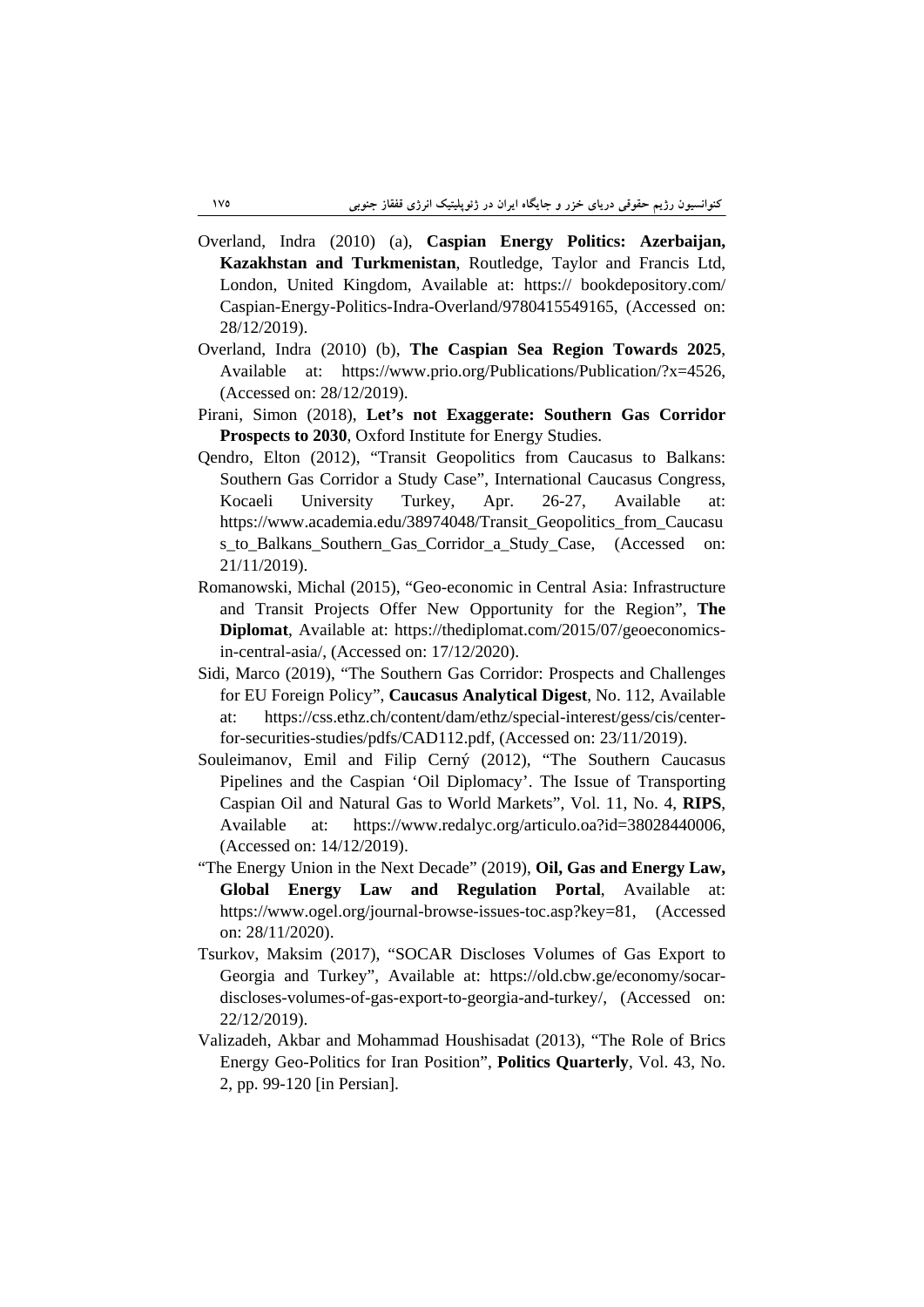Overland, Indra (2010) (a), **Caspian Energy Politics: Azerbaijan, Kazakhstan and Turkmenistan**, Routledge, Taylor and Francis Ltd, London, United Kingdom, Available at: https:// bookdepository.com/ Caspian-Energy-Politics-Indra-Overland/9780415549165, (Accessed on: 28/12/2019).

Overland, Indra (2010) (b), **The Caspian Sea Region Towards 2025**, Available at: https://www.prio.org/Publications/Publication/?x=4526, (Accessed on: 28/12/2019).

Pirani, Simon (2018), **Let's not Exaggerate: Southern Gas Corridor Prospects to 2030**, Oxford Institute for Energy Studies.

Qendro, Elton (2012), "Transit Geopolitics from Caucasus to Balkans: Southern Gas Corridor a Study Case", International Caucasus Congress, Kocaeli University Turkey, Apr. 26-27, Available at: https://www.academia.edu/38974048/Transit_Geopolitics_from_Caucasus_to_Balkans_Southern_Gas_Corridor_a_Study_Case, (Accessed on: 21/11/2019).

Romanowski, Michal (2015), "Geo-economic in Central Asia: Infrastructure and Transit Projects Offer New Opportunity for the Region", **The Diplomat**, Available at: https://thediplomat.com/2015/07/geoeconomics-in-central-asia/, (Accessed on: 17/12/2020).

Sidi, Marco (2019), "The Southern Gas Corridor: Prospects and Challenges for EU Foreign Policy", **Caucasus Analytical Digest**, No. 112, Available at: https://css.ethz.ch/content/dam/ethz/special-interest/gess/cis/center-for-securities-studies/pdfs/CAD112.pdf, (Accessed on: 23/11/2019).

Souleimanov, Emil and Filip Cerný (2012), "The Southern Caucasus Pipelines and the Caspian 'Oil Diplomacy'. The Issue of Transporting Caspian Oil and Natural Gas to World Markets", Vol. 11, No. 4, **RIPS**, Available at: https://www.redalyc.org/articulo.oa?id=38028440006, (Accessed on: 14/12/2019).

"The Energy Union in the Next Decade" (2019), **Oil, Gas and Energy Law, Global Energy Law and Regulation Portal**, Available at: https://www.ogel.org/journal-browse-issues-toc.asp?key=81, (Accessed on: 28/11/2020).

Tsurkov, Maksim (2017), "SOCAR Discloses Volumes of Gas Export to Georgia and Turkey", Available at: https://old.cbw.ge/economy/socar-discloses-volumes-of-gas-export-to-georgia-and-turkey/, (Accessed on: 22/12/2019).

Valizadeh, Akbar and Mohammad Houshisadat (2013), "The Role of Brics Energy Geo-Politics for Iran Position", **Politics Quarterly**, Vol. 43, No. 2, pp. 99-120 [in Persian].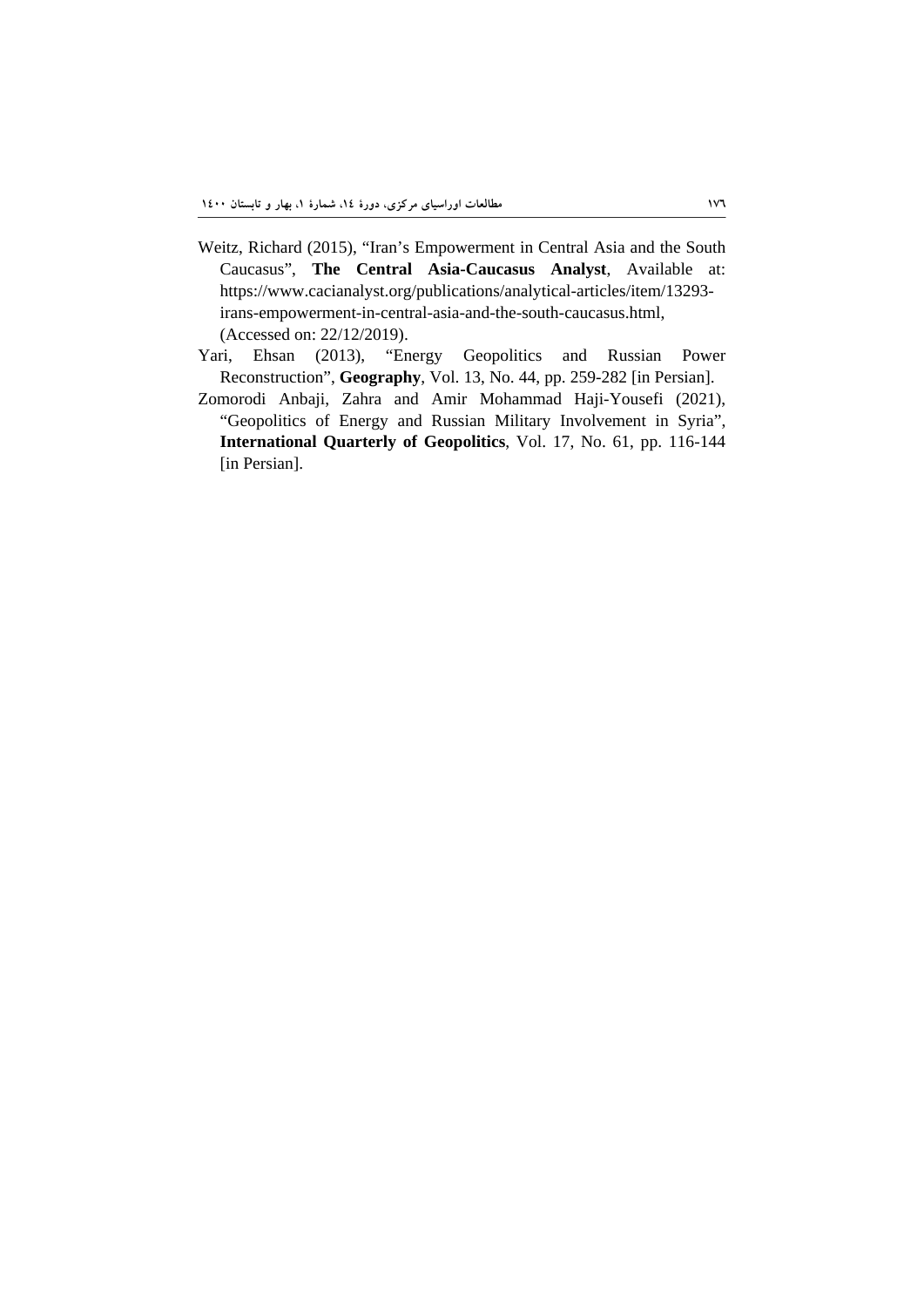Weitz, Richard (2015), "Iran's Empowerment in Central Asia and the South Caucasus", **The Central Asia-Caucasus Analyst**, Available at: https://www.cacianalyst.org/publications/analytical-articles/item/13293-irans-empowerment-in-central-asia-and-the-south-caucasus.html, (Accessed on: 22/12/2019).

Yari, Ehsan (2013), "Energy Geopolitics and Russian Power Reconstruction", **Geography**, Vol. 13, No. 44, pp. 259-282 [in Persian].

Zomorodi Anbaji, Zahra and Amir Mohammad Haji-Yousefi (2021), "Geopolitics of Energy and Russian Military Involvement in Syria", **International Quarterly of Geopolitics**, Vol. 17, No. 61, pp. 116-144 [in Persian].